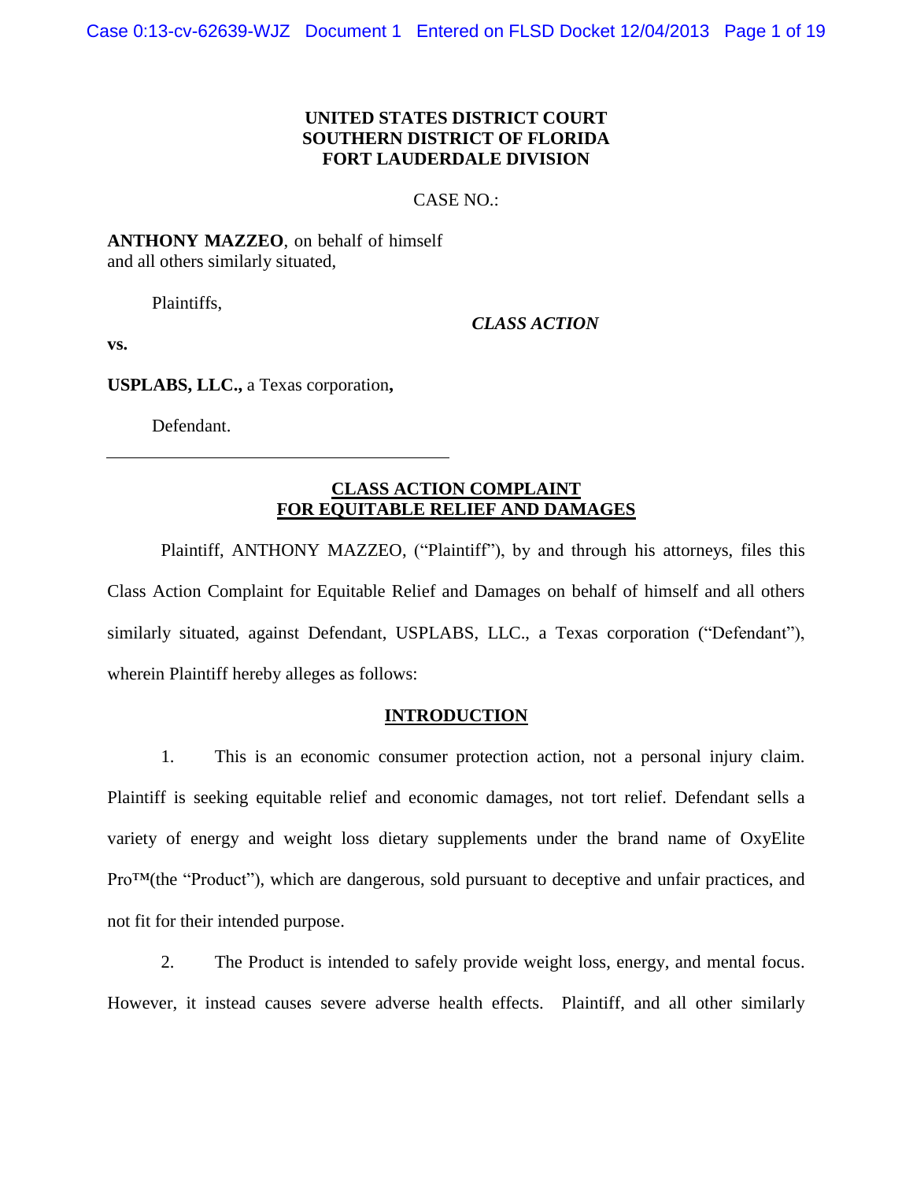**UNITED STATES DISTRICT COURT**
**SOUTHERN DISTRICT OF FLORIDA**
**FORT LAUDERDALE DIVISION**

CASE NO.:

**ANTHONY MAZZEO**, on behalf of himself and all others similarly situated,

Plaintiffs,

*CLASS ACTION*

**vs.**

**USPLABS, LLC.,** a Texas corporation**,**

Defendant.

---

## CLASS ACTION COMPLAINT FOR EQUITABLE RELIEF AND DAMAGES

Plaintiff, ANTHONY MAZZEO, ("Plaintiff"), by and through his attorneys, files this Class Action Complaint for Equitable Relief and Damages on behalf of himself and all others similarly situated, against Defendant, USPLABS, LLC., a Texas corporation ("Defendant"), wherein Plaintiff hereby alleges as follows:

## INTRODUCTION

1. This is an economic consumer protection action, not a personal injury claim. Plaintiff is seeking equitable relief and economic damages, not tort relief. Defendant sells a variety of energy and weight loss dietary supplements under the brand name of OxyElite Pro™(the "Product"), which are dangerous, sold pursuant to deceptive and unfair practices, and not fit for their intended purpose.

2. The Product is intended to safely provide weight loss, energy, and mental focus. However, it instead causes severe adverse health effects. Plaintiff, and all other similarly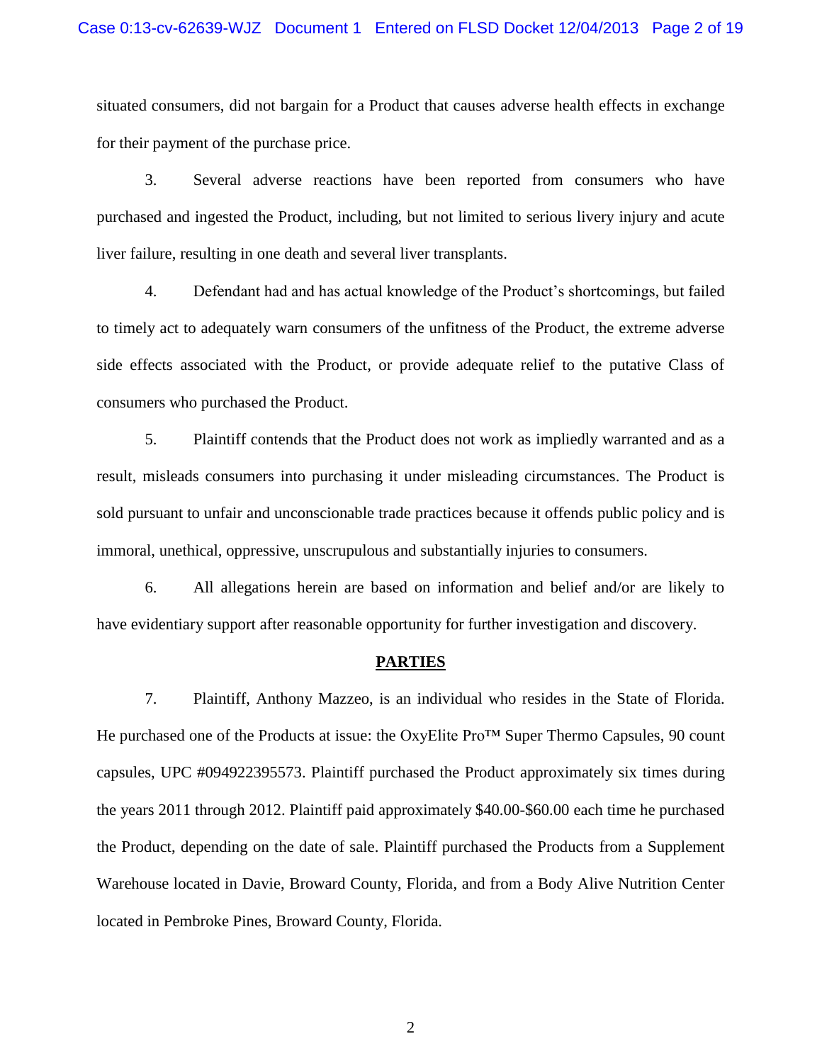situated consumers, did not bargain for a Product that causes adverse health effects in exchange for their payment of the purchase price.

3. Several adverse reactions have been reported from consumers who have purchased and ingested the Product, including, but not limited to serious livery injury and acute liver failure, resulting in one death and several liver transplants.

4. Defendant had and has actual knowledge of the Product's shortcomings, but failed to timely act to adequately warn consumers of the unfitness of the Product, the extreme adverse side effects associated with the Product, or provide adequate relief to the putative Class of consumers who purchased the Product.

5. Plaintiff contends that the Product does not work as impliedly warranted and as a result, misleads consumers into purchasing it under misleading circumstances. The Product is sold pursuant to unfair and unconscionable trade practices because it offends public policy and is immoral, unethical, oppressive, unscrupulous and substantially injuries to consumers.

6. All allegations herein are based on information and belief and/or are likely to have evidentiary support after reasonable opportunity for further investigation and discovery.

## PARTIES

7. Plaintiff, Anthony Mazzeo, is an individual who resides in the State of Florida. He purchased one of the Products at issue: the OxyElite Pro™ Super Thermo Capsules, 90 count capsules, UPC #094922395573. Plaintiff purchased the Product approximately six times during the years 2011 through 2012. Plaintiff paid approximately $40.00-$60.00 each time he purchased the Product, depending on the date of sale. Plaintiff purchased the Products from a Supplement Warehouse located in Davie, Broward County, Florida, and from a Body Alive Nutrition Center located in Pembroke Pines, Broward County, Florida.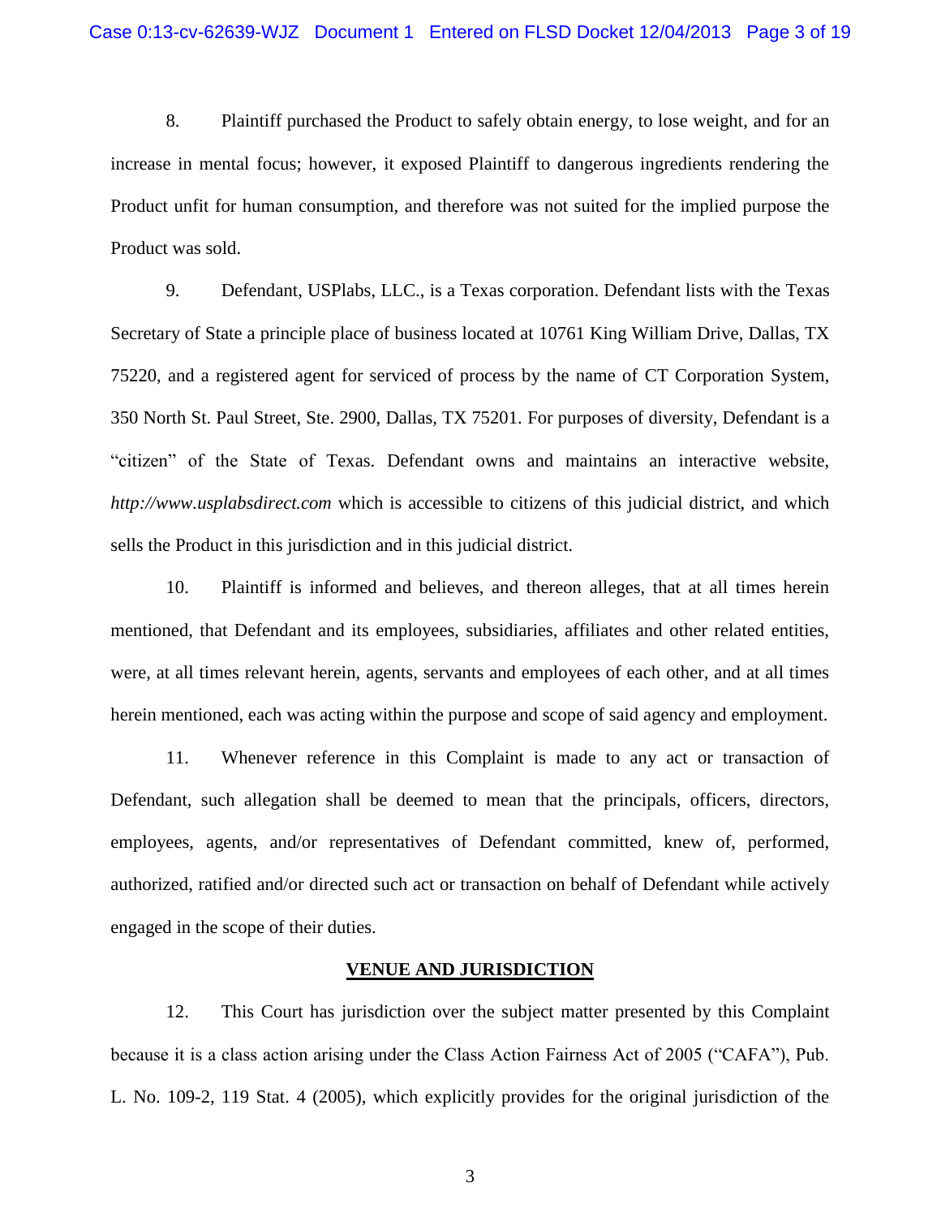8. Plaintiff purchased the Product to safely obtain energy, to lose weight, and for an increase in mental focus; however, it exposed Plaintiff to dangerous ingredients rendering the Product unfit for human consumption, and therefore was not suited for the implied purpose the Product was sold.

9. Defendant, USPlabs, LLC., is a Texas corporation. Defendant lists with the Texas Secretary of State a principle place of business located at 10761 King William Drive, Dallas, TX 75220, and a registered agent for serviced of process by the name of CT Corporation System, 350 North St. Paul Street, Ste. 2900, Dallas, TX 75201. For purposes of diversity, Defendant is a "citizen" of the State of Texas. Defendant owns and maintains an interactive website, *http://www.usplabsdirect.com* which is accessible to citizens of this judicial district, and which sells the Product in this jurisdiction and in this judicial district.

10. Plaintiff is informed and believes, and thereon alleges, that at all times herein mentioned, that Defendant and its employees, subsidiaries, affiliates and other related entities, were, at all times relevant herein, agents, servants and employees of each other, and at all times herein mentioned, each was acting within the purpose and scope of said agency and employment.

11. Whenever reference in this Complaint is made to any act or transaction of Defendant, such allegation shall be deemed to mean that the principals, officers, directors, employees, agents, and/or representatives of Defendant committed, knew of, performed, authorized, ratified and/or directed such act or transaction on behalf of Defendant while actively engaged in the scope of their duties.

## VENUE AND JURISDICTION

12. This Court has jurisdiction over the subject matter presented by this Complaint because it is a class action arising under the Class Action Fairness Act of 2005 ("CAFA"), Pub. L. No. 109-2, 119 Stat. 4 (2005), which explicitly provides for the original jurisdiction of the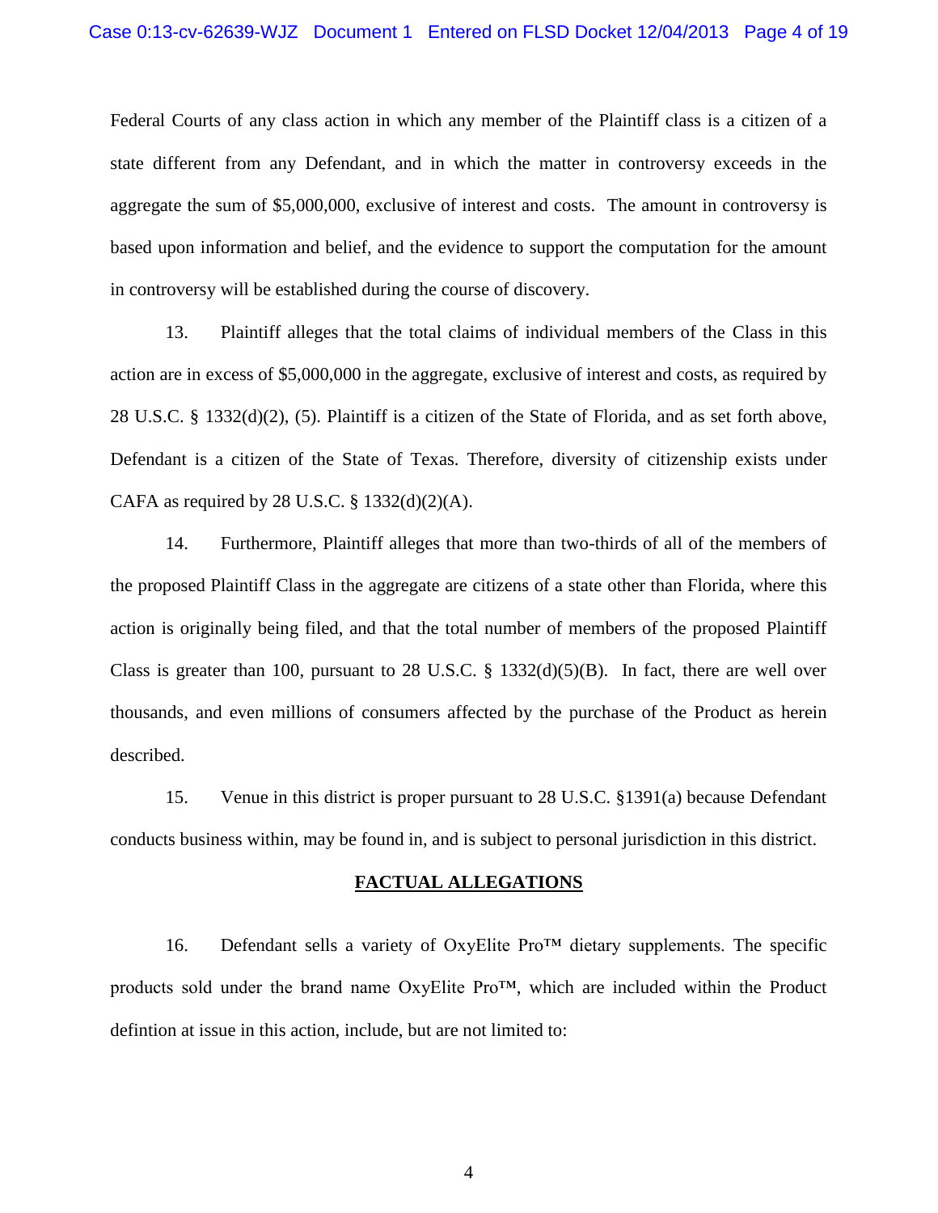Federal Courts of any class action in which any member of the Plaintiff class is a citizen of a state different from any Defendant, and in which the matter in controversy exceeds in the aggregate the sum of $5,000,000, exclusive of interest and costs. The amount in controversy is based upon information and belief, and the evidence to support the computation for the amount in controversy will be established during the course of discovery.

13. Plaintiff alleges that the total claims of individual members of the Class in this action are in excess of $5,000,000 in the aggregate, exclusive of interest and costs, as required by 28 U.S.C. § 1332(d)(2), (5). Plaintiff is a citizen of the State of Florida, and as set forth above, Defendant is a citizen of the State of Texas. Therefore, diversity of citizenship exists under CAFA as required by 28 U.S.C. § 1332(d)(2)(A).

14. Furthermore, Plaintiff alleges that more than two-thirds of all of the members of the proposed Plaintiff Class in the aggregate are citizens of a state other than Florida, where this action is originally being filed, and that the total number of members of the proposed Plaintiff Class is greater than 100, pursuant to 28 U.S.C. § 1332(d)(5)(B). In fact, there are well over thousands, and even millions of consumers affected by the purchase of the Product as herein described.

15. Venue in this district is proper pursuant to 28 U.S.C. §1391(a) because Defendant conducts business within, may be found in, and is subject to personal jurisdiction in this district.

## FACTUAL ALLEGATIONS

16. Defendant sells a variety of OxyElite Pro™ dietary supplements. The specific products sold under the brand name OxyElite Pro™, which are included within the Product defintion at issue in this action, include, but are not limited to: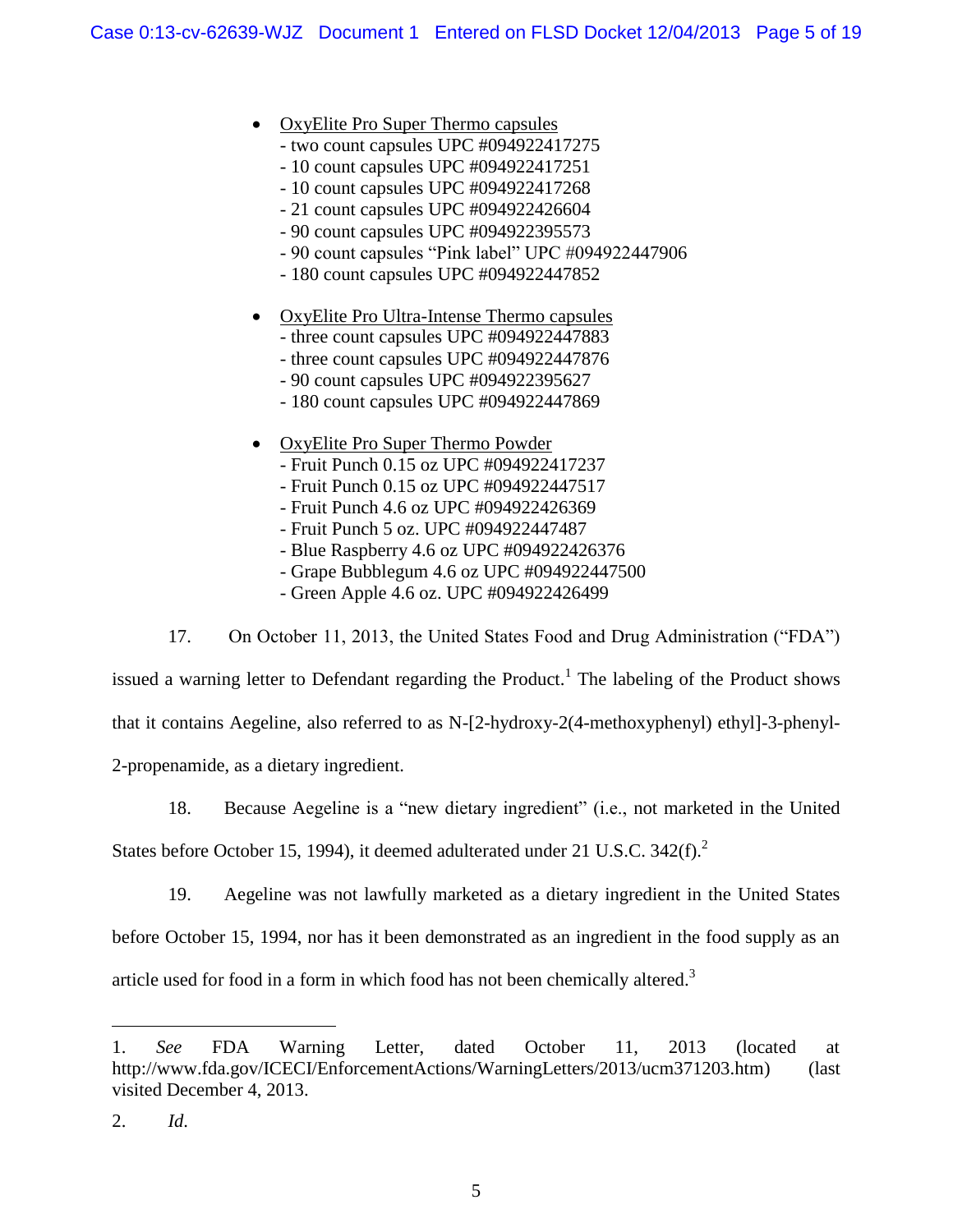- OxyElite Pro Super Thermo capsules
  - two count capsules UPC #094922417275
  - 10 count capsules UPC #094922417251
  - 10 count capsules UPC #094922417268
  - 21 count capsules UPC #094922426604
  - 90 count capsules UPC #094922395573
  - 90 count capsules "Pink label" UPC #094922447906
  - 180 count capsules UPC #094922447852

- OxyElite Pro Ultra-Intense Thermo capsules
  - three count capsules UPC #094922447883
  - three count capsules UPC #094922447876
  - 90 count capsules UPC #094922395627
  - 180 count capsules UPC #094922447869

- OxyElite Pro Super Thermo Powder
  - Fruit Punch 0.15 oz UPC #094922417237
  - Fruit Punch 0.15 oz UPC #094922447517
  - Fruit Punch 4.6 oz UPC #094922426369
  - Fruit Punch 5 oz. UPC #094922447487
  - Blue Raspberry 4.6 oz UPC #094922426376
  - Grape Bubblegum 4.6 oz UPC #094922447500
  - Green Apple 4.6 oz. UPC #094922426499

17. On October 11, 2013, the United States Food and Drug Administration ("FDA") issued a warning letter to Defendant regarding the Product.[1] The labeling of the Product shows that it contains Aegeline, also referred to as N-[2-hydroxy-2(4-methoxyphenyl) ethyl]-3-phenyl-2-propenamide, as a dietary ingredient.

18. Because Aegeline is a "new dietary ingredient" (i.e., not marketed in the United States before October 15, 1994), it deemed adulterated under 21 U.S.C. 342(f).[2]

19. Aegeline was not lawfully marketed as a dietary ingredient in the United States before October 15, 1994, nor has it been demonstrated as an ingredient in the food supply as an article used for food in a form in which food has not been chemically altered.[3]

---

1. *See* FDA Warning Letter, dated October 11, 2013 (located at http://www.fda.gov/ICECI/EnforcementActions/WarningLetters/2013/ucm371203.htm) (last visited December 4, 2013.

2. *Id.*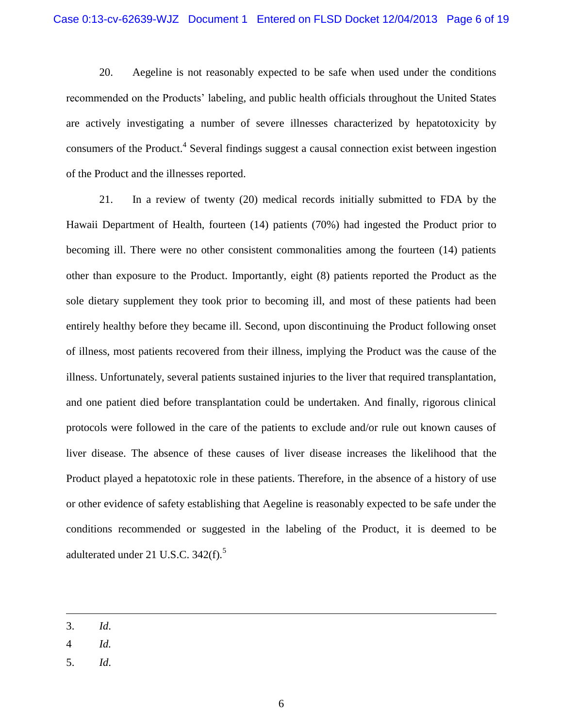20. Aegeline is not reasonably expected to be safe when used under the conditions recommended on the Products' labeling, and public health officials throughout the United States are actively investigating a number of severe illnesses characterized by hepatotoxicity by consumers of the Product.[4] Several findings suggest a causal connection exist between ingestion of the Product and the illnesses reported.

21. In a review of twenty (20) medical records initially submitted to FDA by the Hawaii Department of Health, fourteen (14) patients (70%) had ingested the Product prior to becoming ill. There were no other consistent commonalities among the fourteen (14) patients other than exposure to the Product. Importantly, eight (8) patients reported the Product as the sole dietary supplement they took prior to becoming ill, and most of these patients had been entirely healthy before they became ill. Second, upon discontinuing the Product following onset of illness, most patients recovered from their illness, implying the Product was the cause of the illness. Unfortunately, several patients sustained injuries to the liver that required transplantation, and one patient died before transplantation could be undertaken. And finally, rigorous clinical protocols were followed in the care of the patients to exclude and/or rule out known causes of liver disease. The absence of these causes of liver disease increases the likelihood that the Product played a hepatotoxic role in these patients. Therefore, in the absence of a history of use or other evidence of safety establishing that Aegeline is reasonably expected to be safe under the conditions recommended or suggested in the labeling of the Product, it is deemed to be adulterated under 21 U.S.C. 342(f).[5]

---

3. *Id.*

4 *Id.*

5. *Id.*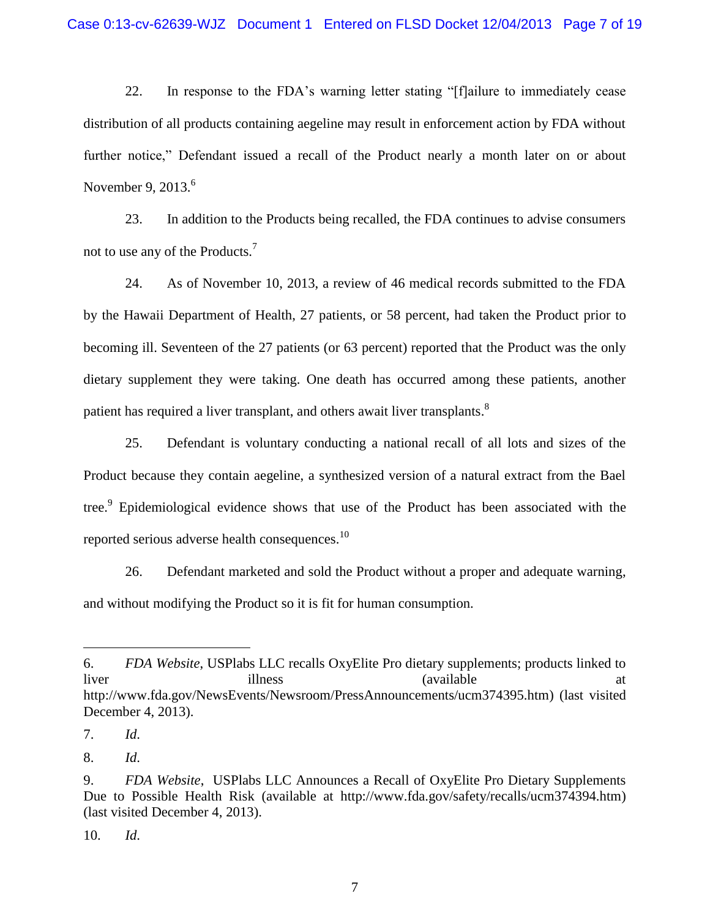22. In response to the FDA's warning letter stating "[f]ailure to immediately cease distribution of all products containing aegeline may result in enforcement action by FDA without further notice," Defendant issued a recall of the Product nearly a month later on or about November 9, 2013.[6]

23. In addition to the Products being recalled, the FDA continues to advise consumers not to use any of the Products.[7]

24. As of November 10, 2013, a review of 46 medical records submitted to the FDA by the Hawaii Department of Health, 27 patients, or 58 percent, had taken the Product prior to becoming ill. Seventeen of the 27 patients (or 63 percent) reported that the Product was the only dietary supplement they were taking. One death has occurred among these patients, another patient has required a liver transplant, and others await liver transplants.[8]

25. Defendant is voluntary conducting a national recall of all lots and sizes of the Product because they contain aegeline, a synthesized version of a natural extract from the Bael tree.[9] Epidemiological evidence shows that use of the Product has been associated with the reported serious adverse health consequences.[10]

26. Defendant marketed and sold the Product without a proper and adequate warning, and without modifying the Product so it is fit for human consumption.

---

6. *FDA Website*, USPlabs LLC recalls OxyElite Pro dietary supplements; products linked to liver illness (available at http://www.fda.gov/NewsEvents/Newsroom/PressAnnouncements/ucm374395.htm) (last visited December 4, 2013).

7. *Id.*

8. *Id.*

9. *FDA Website*, USPlabs LLC Announces a Recall of OxyElite Pro Dietary Supplements Due to Possible Health Risk (available at http://www.fda.gov/safety/recalls/ucm374394.htm) (last visited December 4, 2013).

10. *Id.*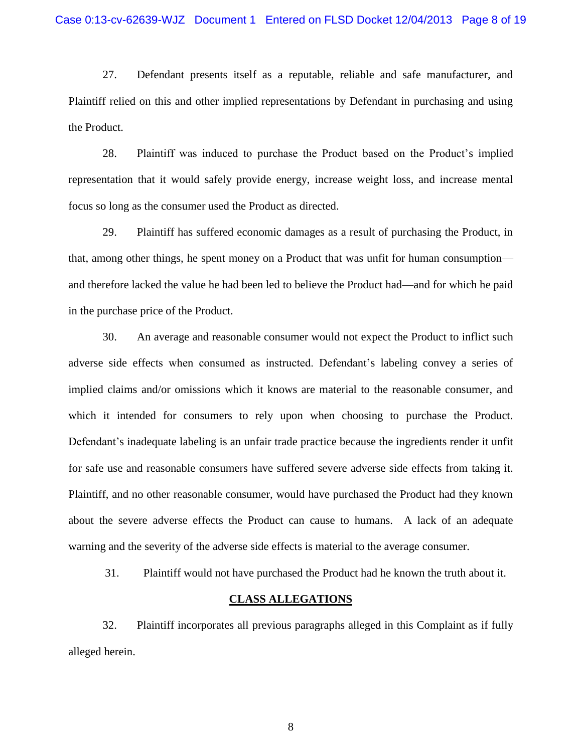27. Defendant presents itself as a reputable, reliable and safe manufacturer, and Plaintiff relied on this and other implied representations by Defendant in purchasing and using the Product.

28. Plaintiff was induced to purchase the Product based on the Product's implied representation that it would safely provide energy, increase weight loss, and increase mental focus so long as the consumer used the Product as directed.

29. Plaintiff has suffered economic damages as a result of purchasing the Product, in that, among other things, he spent money on a Product that was unfit for human consumption—and therefore lacked the value he had been led to believe the Product had—and for which he paid in the purchase price of the Product.

30. An average and reasonable consumer would not expect the Product to inflict such adverse side effects when consumed as instructed. Defendant's labeling convey a series of implied claims and/or omissions which it knows are material to the reasonable consumer, and which it intended for consumers to rely upon when choosing to purchase the Product. Defendant's inadequate labeling is an unfair trade practice because the ingredients render it unfit for safe use and reasonable consumers have suffered severe adverse side effects from taking it. Plaintiff, and no other reasonable consumer, would have purchased the Product had they known about the severe adverse effects the Product can cause to humans. A lack of an adequate warning and the severity of the adverse side effects is material to the average consumer.

31. Plaintiff would not have purchased the Product had he known the truth about it.

## CLASS ALLEGATIONS

32. Plaintiff incorporates all previous paragraphs alleged in this Complaint as if fully alleged herein.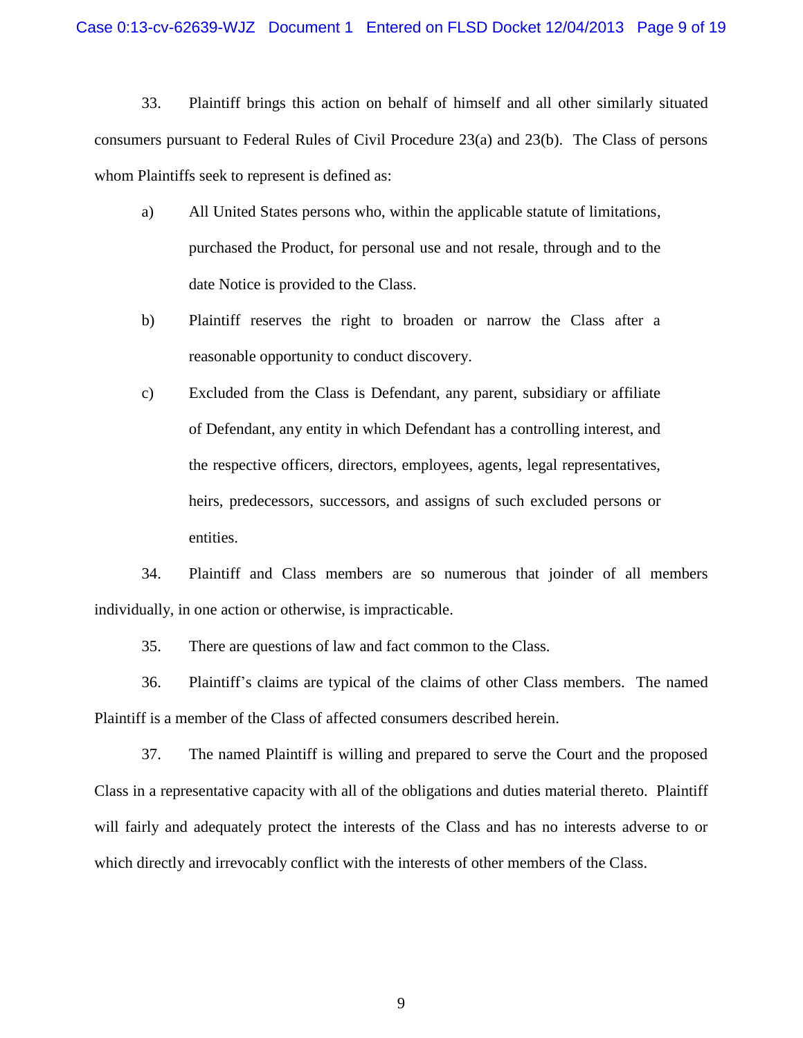33. Plaintiff brings this action on behalf of himself and all other similarly situated consumers pursuant to Federal Rules of Civil Procedure 23(a) and 23(b). The Class of persons whom Plaintiffs seek to represent is defined as:

a) All United States persons who, within the applicable statute of limitations, purchased the Product, for personal use and not resale, through and to the date Notice is provided to the Class.

b) Plaintiff reserves the right to broaden or narrow the Class after a reasonable opportunity to conduct discovery.

c) Excluded from the Class is Defendant, any parent, subsidiary or affiliate of Defendant, any entity in which Defendant has a controlling interest, and the respective officers, directors, employees, agents, legal representatives, heirs, predecessors, successors, and assigns of such excluded persons or entities.

34. Plaintiff and Class members are so numerous that joinder of all members individually, in one action or otherwise, is impracticable.

35. There are questions of law and fact common to the Class.

36. Plaintiff's claims are typical of the claims of other Class members. The named Plaintiff is a member of the Class of affected consumers described herein.

37. The named Plaintiff is willing and prepared to serve the Court and the proposed Class in a representative capacity with all of the obligations and duties material thereto. Plaintiff will fairly and adequately protect the interests of the Class and has no interests adverse to or which directly and irrevocably conflict with the interests of other members of the Class.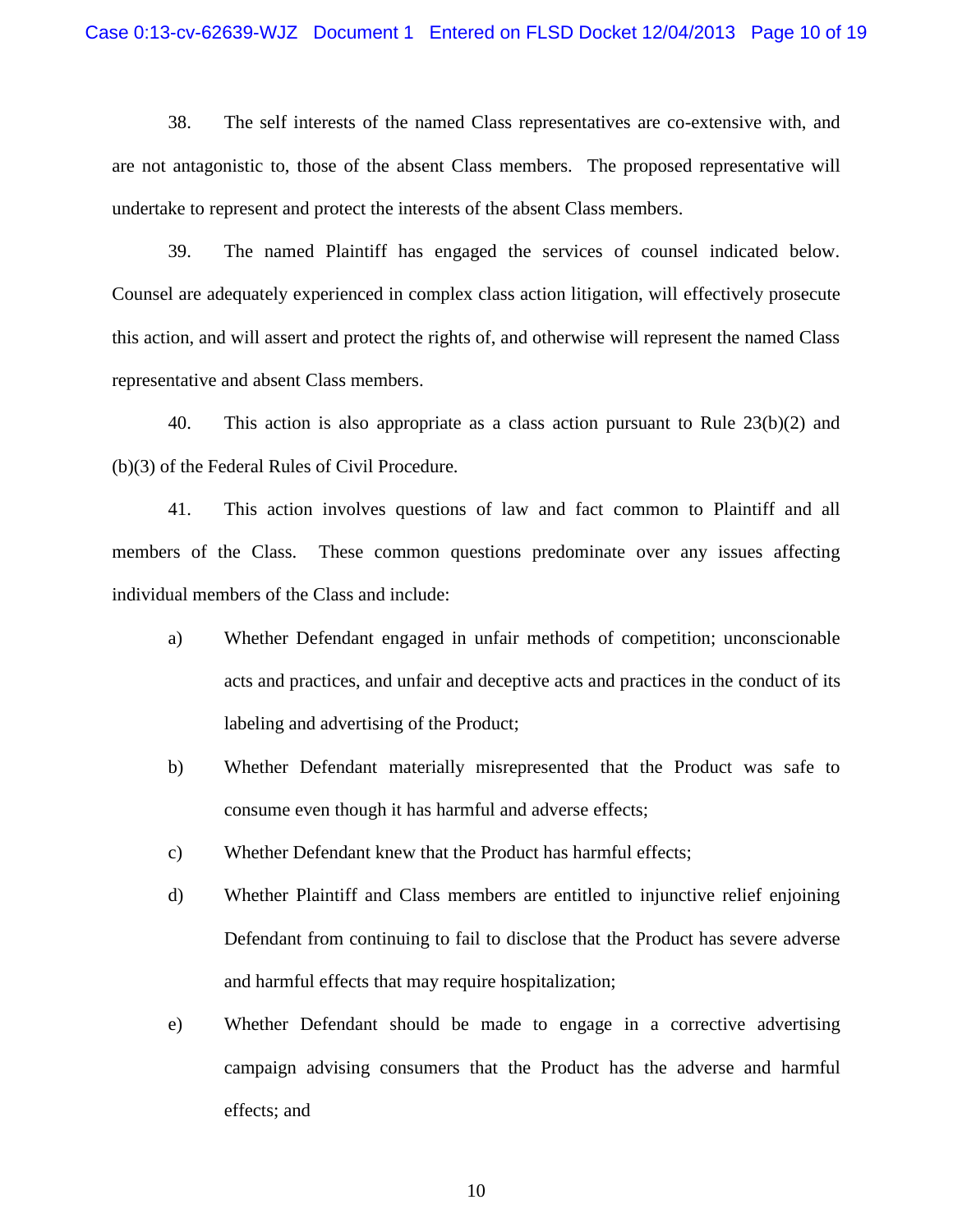38. The self interests of the named Class representatives are co-extensive with, and are not antagonistic to, those of the absent Class members. The proposed representative will undertake to represent and protect the interests of the absent Class members.

39. The named Plaintiff has engaged the services of counsel indicated below. Counsel are adequately experienced in complex class action litigation, will effectively prosecute this action, and will assert and protect the rights of, and otherwise will represent the named Class representative and absent Class members.

40. This action is also appropriate as a class action pursuant to Rule 23(b)(2) and (b)(3) of the Federal Rules of Civil Procedure.

41. This action involves questions of law and fact common to Plaintiff and all members of the Class. These common questions predominate over any issues affecting individual members of the Class and include:

a) Whether Defendant engaged in unfair methods of competition; unconscionable acts and practices, and unfair and deceptive acts and practices in the conduct of its labeling and advertising of the Product;

b) Whether Defendant materially misrepresented that the Product was safe to consume even though it has harmful and adverse effects;

c) Whether Defendant knew that the Product has harmful effects;

d) Whether Plaintiff and Class members are entitled to injunctive relief enjoining Defendant from continuing to fail to disclose that the Product has severe adverse and harmful effects that may require hospitalization;

e) Whether Defendant should be made to engage in a corrective advertising campaign advising consumers that the Product has the adverse and harmful effects; and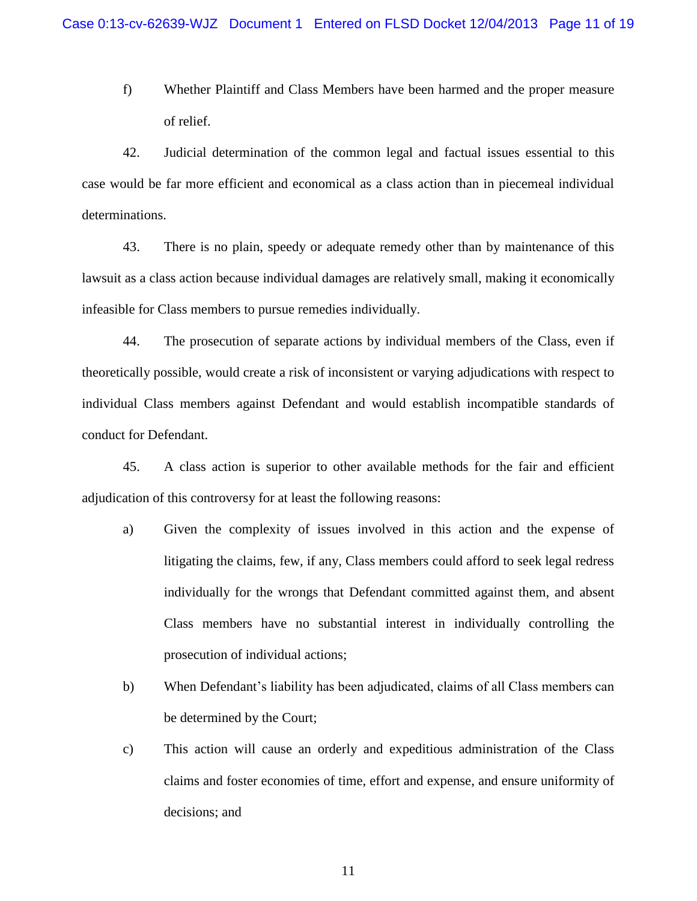f) Whether Plaintiff and Class Members have been harmed and the proper measure of relief.

42. Judicial determination of the common legal and factual issues essential to this case would be far more efficient and economical as a class action than in piecemeal individual determinations.

43. There is no plain, speedy or adequate remedy other than by maintenance of this lawsuit as a class action because individual damages are relatively small, making it economically infeasible for Class members to pursue remedies individually.

44. The prosecution of separate actions by individual members of the Class, even if theoretically possible, would create a risk of inconsistent or varying adjudications with respect to individual Class members against Defendant and would establish incompatible standards of conduct for Defendant.

45. A class action is superior to other available methods for the fair and efficient adjudication of this controversy for at least the following reasons:

a) Given the complexity of issues involved in this action and the expense of litigating the claims, few, if any, Class members could afford to seek legal redress individually for the wrongs that Defendant committed against them, and absent Class members have no substantial interest in individually controlling the prosecution of individual actions;

b) When Defendant's liability has been adjudicated, claims of all Class members can be determined by the Court;

c) This action will cause an orderly and expeditious administration of the Class claims and foster economies of time, effort and expense, and ensure uniformity of decisions; and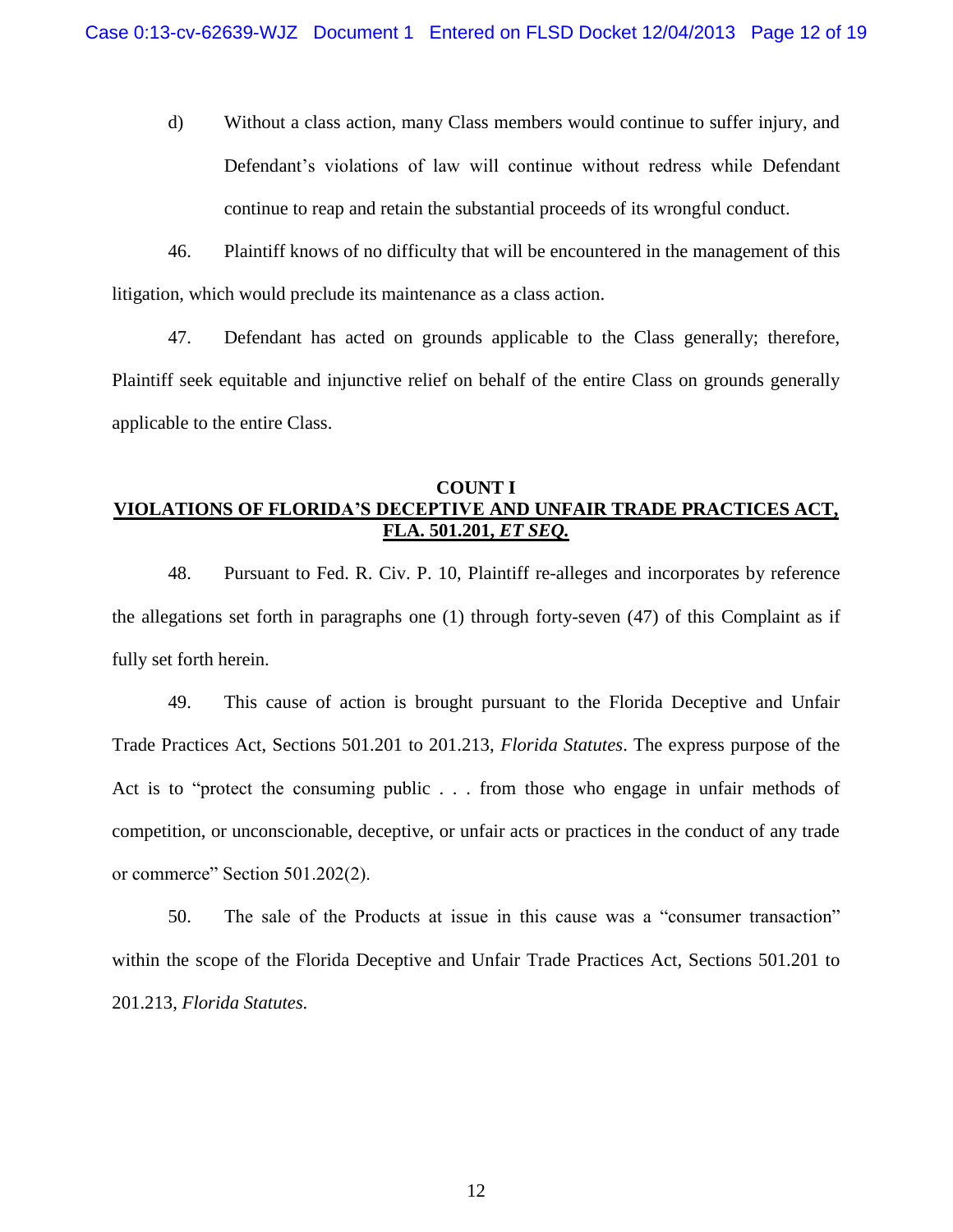d) Without a class action, many Class members would continue to suffer injury, and Defendant's violations of law will continue without redress while Defendant continue to reap and retain the substantial proceeds of its wrongful conduct.

46. Plaintiff knows of no difficulty that will be encountered in the management of this litigation, which would preclude its maintenance as a class action.

47. Defendant has acted on grounds applicable to the Class generally; therefore, Plaintiff seek equitable and injunctive relief on behalf of the entire Class on grounds generally applicable to the entire Class.

**COUNT I**
**VIOLATIONS OF FLORIDA'S DECEPTIVE AND UNFAIR TRADE PRACTICES ACT, FLA. 501.201, *ET SEQ.***

48. Pursuant to Fed. R. Civ. P. 10, Plaintiff re-alleges and incorporates by reference the allegations set forth in paragraphs one (1) through forty-seven (47) of this Complaint as if fully set forth herein.

49. This cause of action is brought pursuant to the Florida Deceptive and Unfair Trade Practices Act, Sections 501.201 to 201.213, *Florida Statutes*. The express purpose of the Act is to "protect the consuming public . . . from those who engage in unfair methods of competition, or unconscionable, deceptive, or unfair acts or practices in the conduct of any trade or commerce" Section 501.202(2).

50. The sale of the Products at issue in this cause was a "consumer transaction" within the scope of the Florida Deceptive and Unfair Trade Practices Act, Sections 501.201 to 201.213, *Florida Statutes.*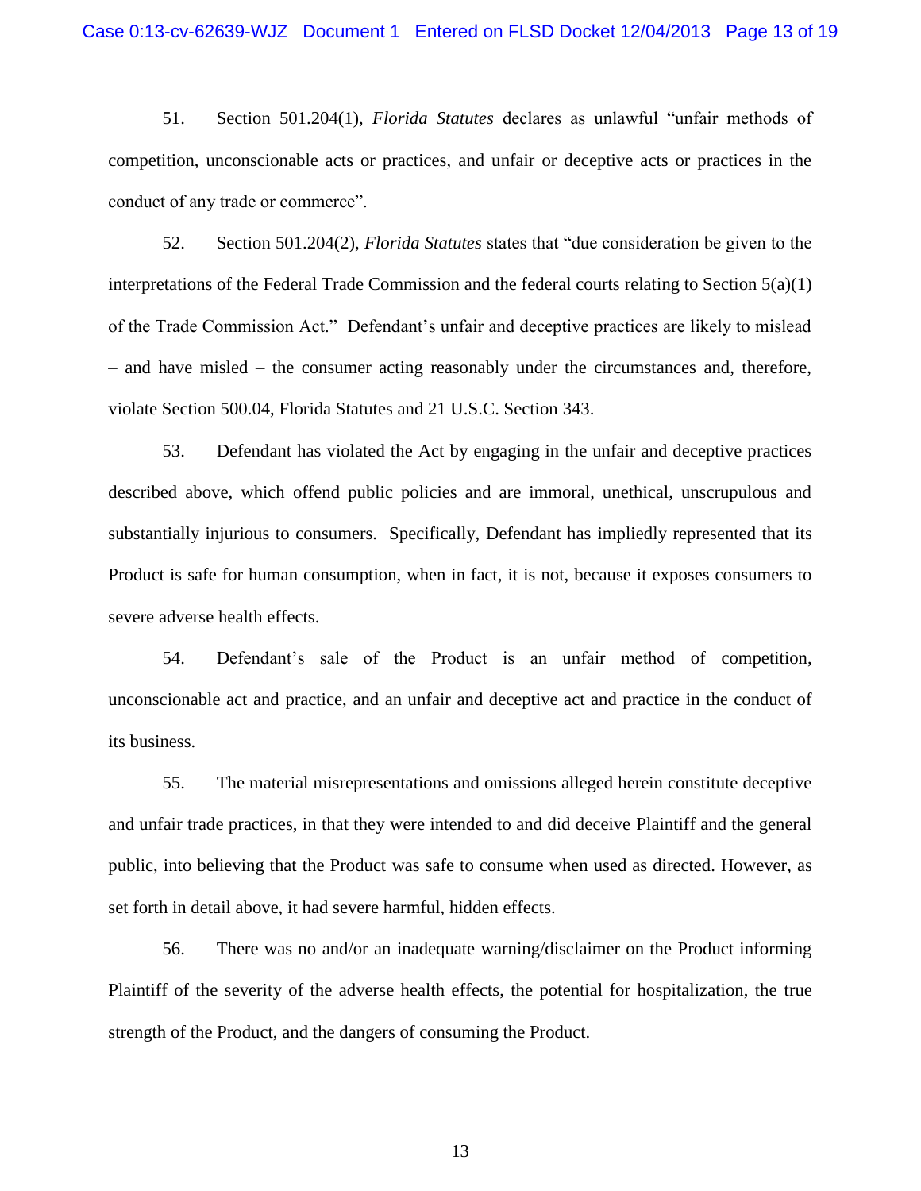51. Section 501.204(1), *Florida Statutes* declares as unlawful "unfair methods of competition, unconscionable acts or practices, and unfair or deceptive acts or practices in the conduct of any trade or commerce".

52. Section 501.204(2), *Florida Statutes* states that "due consideration be given to the interpretations of the Federal Trade Commission and the federal courts relating to Section 5(a)(1) of the Trade Commission Act." Defendant's unfair and deceptive practices are likely to mislead – and have misled – the consumer acting reasonably under the circumstances and, therefore, violate Section 500.04, Florida Statutes and 21 U.S.C. Section 343.

53. Defendant has violated the Act by engaging in the unfair and deceptive practices described above, which offend public policies and are immoral, unethical, unscrupulous and substantially injurious to consumers. Specifically, Defendant has impliedly represented that its Product is safe for human consumption, when in fact, it is not, because it exposes consumers to severe adverse health effects.

54. Defendant's sale of the Product is an unfair method of competition, unconscionable act and practice, and an unfair and deceptive act and practice in the conduct of its business.

55. The material misrepresentations and omissions alleged herein constitute deceptive and unfair trade practices, in that they were intended to and did deceive Plaintiff and the general public, into believing that the Product was safe to consume when used as directed. However, as set forth in detail above, it had severe harmful, hidden effects.

56. There was no and/or an inadequate warning/disclaimer on the Product informing Plaintiff of the severity of the adverse health effects, the potential for hospitalization, the true strength of the Product, and the dangers of consuming the Product.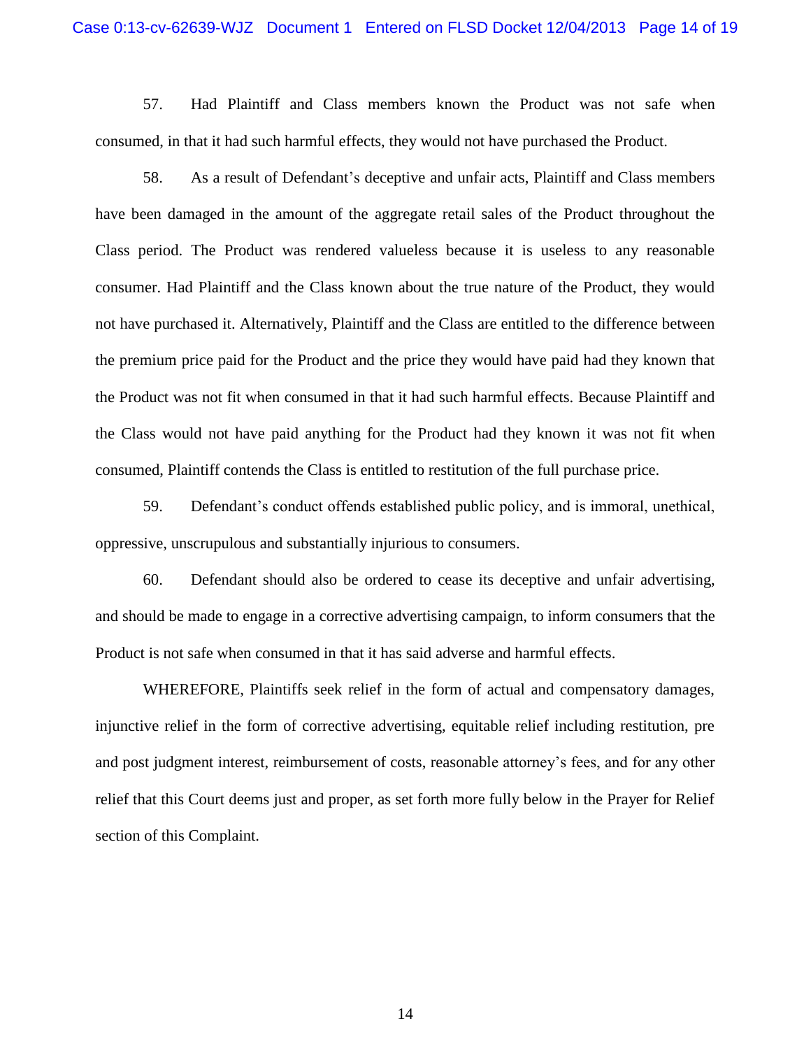57. Had Plaintiff and Class members known the Product was not safe when consumed, in that it had such harmful effects, they would not have purchased the Product.

58. As a result of Defendant's deceptive and unfair acts, Plaintiff and Class members have been damaged in the amount of the aggregate retail sales of the Product throughout the Class period. The Product was rendered valueless because it is useless to any reasonable consumer. Had Plaintiff and the Class known about the true nature of the Product, they would not have purchased it. Alternatively, Plaintiff and the Class are entitled to the difference between the premium price paid for the Product and the price they would have paid had they known that the Product was not fit when consumed in that it had such harmful effects. Because Plaintiff and the Class would not have paid anything for the Product had they known it was not fit when consumed, Plaintiff contends the Class is entitled to restitution of the full purchase price.

59. Defendant's conduct offends established public policy, and is immoral, unethical, oppressive, unscrupulous and substantially injurious to consumers.

60. Defendant should also be ordered to cease its deceptive and unfair advertising, and should be made to engage in a corrective advertising campaign, to inform consumers that the Product is not safe when consumed in that it has said adverse and harmful effects.

WHEREFORE, Plaintiffs seek relief in the form of actual and compensatory damages, injunctive relief in the form of corrective advertising, equitable relief including restitution, pre and post judgment interest, reimbursement of costs, reasonable attorney's fees, and for any other relief that this Court deems just and proper, as set forth more fully below in the Prayer for Relief section of this Complaint.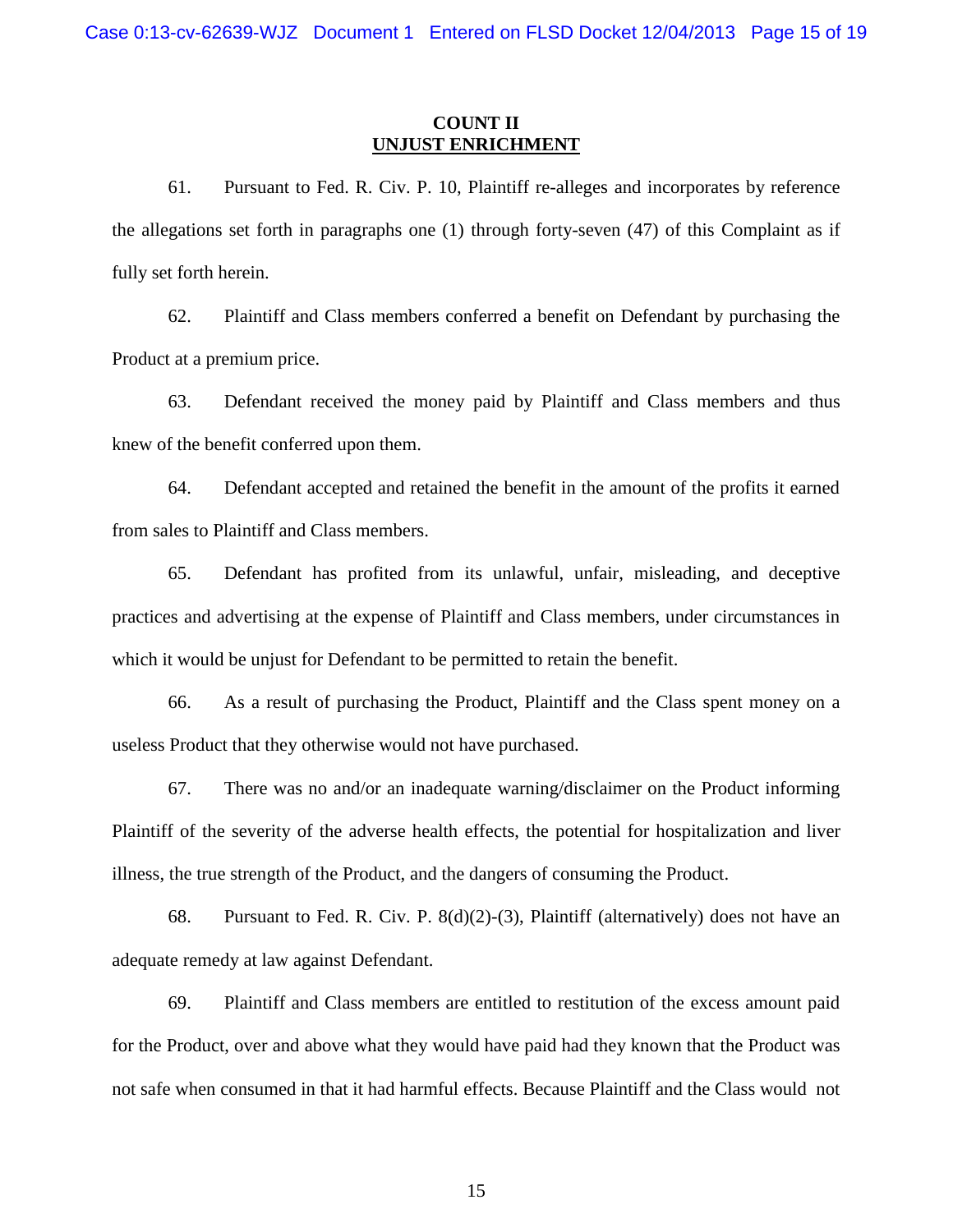## COUNT II
## UNJUST ENRICHMENT

61. Pursuant to Fed. R. Civ. P. 10, Plaintiff re-alleges and incorporates by reference the allegations set forth in paragraphs one (1) through forty-seven (47) of this Complaint as if fully set forth herein.

62. Plaintiff and Class members conferred a benefit on Defendant by purchasing the Product at a premium price.

63. Defendant received the money paid by Plaintiff and Class members and thus knew of the benefit conferred upon them.

64. Defendant accepted and retained the benefit in the amount of the profits it earned from sales to Plaintiff and Class members.

65. Defendant has profited from its unlawful, unfair, misleading, and deceptive practices and advertising at the expense of Plaintiff and Class members, under circumstances in which it would be unjust for Defendant to be permitted to retain the benefit.

66. As a result of purchasing the Product, Plaintiff and the Class spent money on a useless Product that they otherwise would not have purchased.

67. There was no and/or an inadequate warning/disclaimer on the Product informing Plaintiff of the severity of the adverse health effects, the potential for hospitalization and liver illness, the true strength of the Product, and the dangers of consuming the Product.

68. Pursuant to Fed. R. Civ. P. 8(d)(2)-(3), Plaintiff (alternatively) does not have an adequate remedy at law against Defendant.

69. Plaintiff and Class members are entitled to restitution of the excess amount paid for the Product, over and above what they would have paid had they known that the Product was not safe when consumed in that it had harmful effects. Because Plaintiff and the Class would not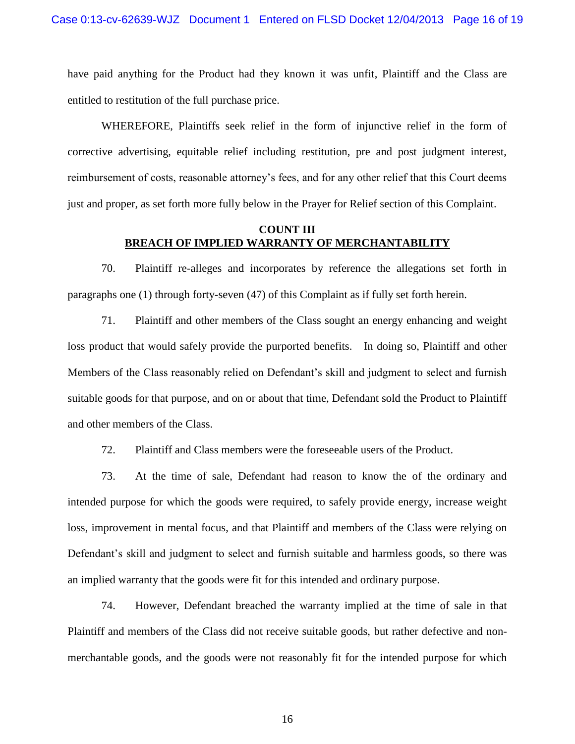have paid anything for the Product had they known it was unfit, Plaintiff and the Class are entitled to restitution of the full purchase price.

WHEREFORE, Plaintiffs seek relief in the form of injunctive relief in the form of corrective advertising, equitable relief including restitution, pre and post judgment interest, reimbursement of costs, reasonable attorney's fees, and for any other relief that this Court deems just and proper, as set forth more fully below in the Prayer for Relief section of this Complaint.

## COUNT III
## BREACH OF IMPLIED WARRANTY OF MERCHANTABILITY

70. Plaintiff re-alleges and incorporates by reference the allegations set forth in paragraphs one (1) through forty-seven (47) of this Complaint as if fully set forth herein.

71. Plaintiff and other members of the Class sought an energy enhancing and weight loss product that would safely provide the purported benefits. In doing so, Plaintiff and other Members of the Class reasonably relied on Defendant's skill and judgment to select and furnish suitable goods for that purpose, and on or about that time, Defendant sold the Product to Plaintiff and other members of the Class.

72. Plaintiff and Class members were the foreseeable users of the Product.

73. At the time of sale, Defendant had reason to know the of the ordinary and intended purpose for which the goods were required, to safely provide energy, increase weight loss, improvement in mental focus, and that Plaintiff and members of the Class were relying on Defendant's skill and judgment to select and furnish suitable and harmless goods, so there was an implied warranty that the goods were fit for this intended and ordinary purpose.

74. However, Defendant breached the warranty implied at the time of sale in that Plaintiff and members of the Class did not receive suitable goods, but rather defective and non-merchantable goods, and the goods were not reasonably fit for the intended purpose for which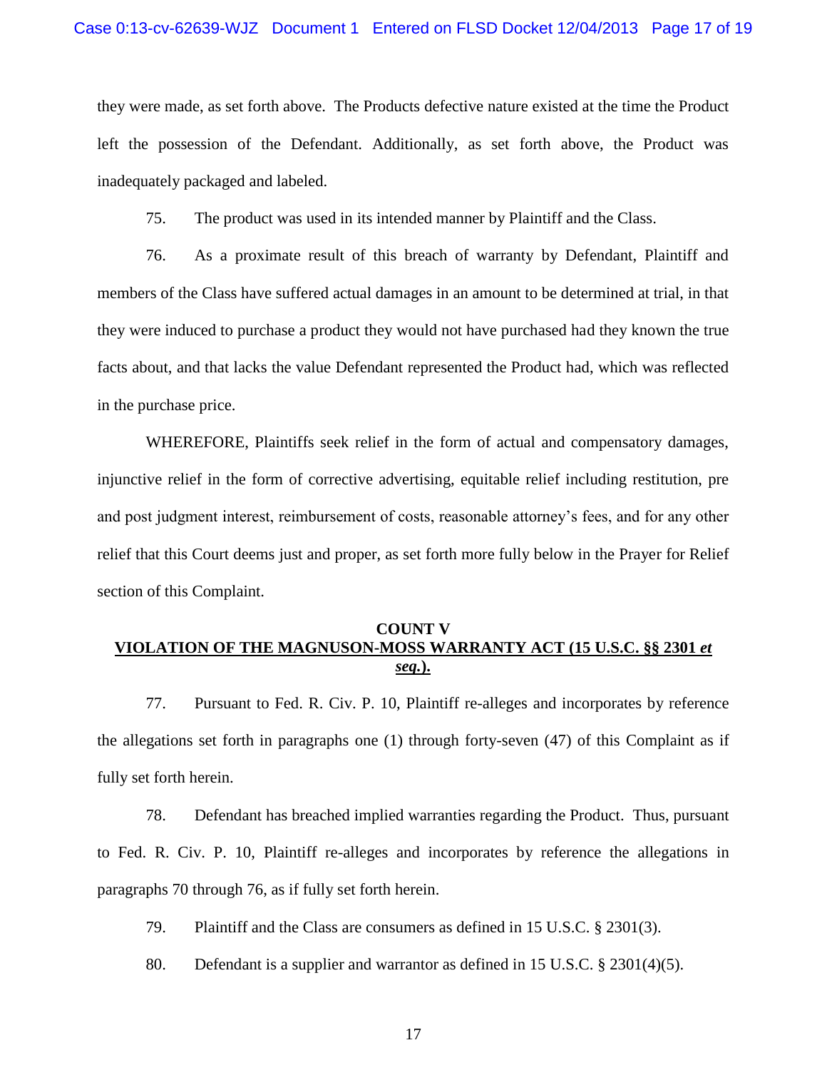they were made, as set forth above. The Products defective nature existed at the time the Product left the possession of the Defendant. Additionally, as set forth above, the Product was inadequately packaged and labeled.

75. The product was used in its intended manner by Plaintiff and the Class.

76. As a proximate result of this breach of warranty by Defendant, Plaintiff and members of the Class have suffered actual damages in an amount to be determined at trial, in that they were induced to purchase a product they would not have purchased had they known the true facts about, and that lacks the value Defendant represented the Product had, which was reflected in the purchase price.

WHEREFORE, Plaintiffs seek relief in the form of actual and compensatory damages, injunctive relief in the form of corrective advertising, equitable relief including restitution, pre and post judgment interest, reimbursement of costs, reasonable attorney's fees, and for any other relief that this Court deems just and proper, as set forth more fully below in the Prayer for Relief section of this Complaint.

**COUNT V**
**VIOLATION OF THE MAGNUSON-MOSS WARRANTY ACT (15 U.S.C. §§ 2301 *et seq.*).**

77. Pursuant to Fed. R. Civ. P. 10, Plaintiff re-alleges and incorporates by reference the allegations set forth in paragraphs one (1) through forty-seven (47) of this Complaint as if fully set forth herein.

78. Defendant has breached implied warranties regarding the Product. Thus, pursuant to Fed. R. Civ. P. 10, Plaintiff re-alleges and incorporates by reference the allegations in paragraphs 70 through 76, as if fully set forth herein.

79. Plaintiff and the Class are consumers as defined in 15 U.S.C. § 2301(3).

80. Defendant is a supplier and warrantor as defined in 15 U.S.C. § 2301(4)(5).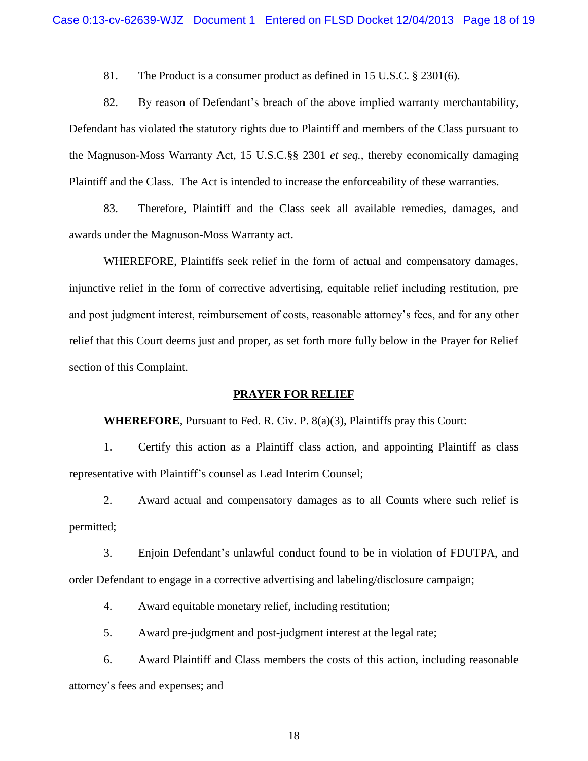81. The Product is a consumer product as defined in 15 U.S.C. § 2301(6).

82. By reason of Defendant's breach of the above implied warranty merchantability, Defendant has violated the statutory rights due to Plaintiff and members of the Class pursuant to the Magnuson-Moss Warranty Act, 15 U.S.C.§§ 2301 *et seq.*, thereby economically damaging Plaintiff and the Class. The Act is intended to increase the enforceability of these warranties.

83. Therefore, Plaintiff and the Class seek all available remedies, damages, and awards under the Magnuson-Moss Warranty act.

WHEREFORE, Plaintiffs seek relief in the form of actual and compensatory damages, injunctive relief in the form of corrective advertising, equitable relief including restitution, pre and post judgment interest, reimbursement of costs, reasonable attorney's fees, and for any other relief that this Court deems just and proper, as set forth more fully below in the Prayer for Relief section of this Complaint.

## PRAYER FOR RELIEF

**WHEREFORE**, Pursuant to Fed. R. Civ. P. 8(a)(3), Plaintiffs pray this Court:

1. Certify this action as a Plaintiff class action, and appointing Plaintiff as class representative with Plaintiff's counsel as Lead Interim Counsel;

2. Award actual and compensatory damages as to all Counts where such relief is permitted;

3. Enjoin Defendant's unlawful conduct found to be in violation of FDUTPA, and order Defendant to engage in a corrective advertising and labeling/disclosure campaign;

4. Award equitable monetary relief, including restitution;

5. Award pre-judgment and post-judgment interest at the legal rate;

6. Award Plaintiff and Class members the costs of this action, including reasonable attorney's fees and expenses; and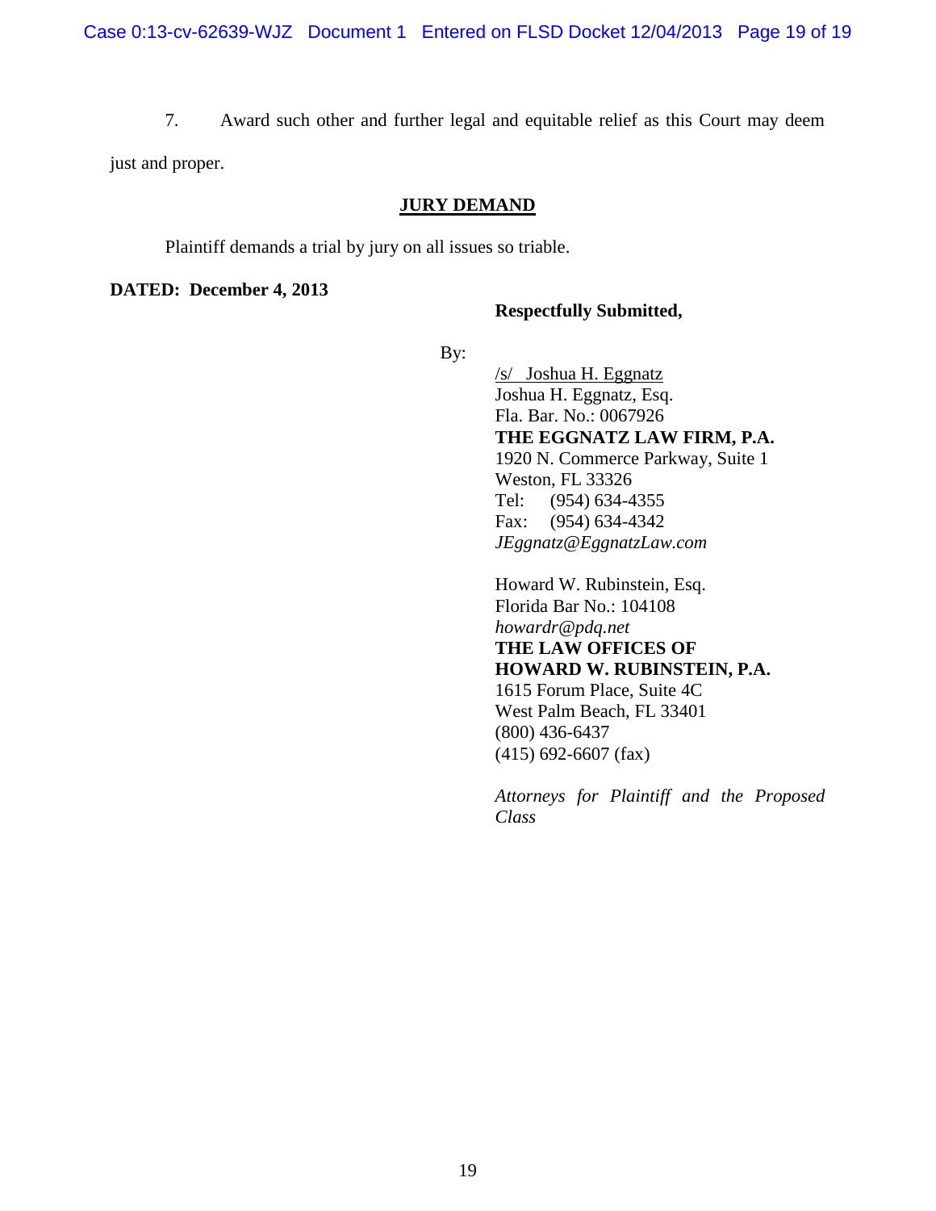7. Award such other and further legal and equitable relief as this Court may deem just and proper.

## JURY DEMAND

Plaintiff demands a trial by jury on all issues so triable.

**DATED: December 4, 2013**

**Respectfully Submitted,**

By:

/s/ Joshua H. Eggnatz
Joshua H. Eggnatz, Esq.
Fla. Bar. No.: 0067926
**THE EGGNATZ LAW FIRM, P.A.**
1920 N. Commerce Parkway, Suite 1
Weston, FL 33326
Tel: (954) 634-4355
Fax: (954) 634-4342
*JEggnatz@EggnatzLaw.com*

Howard W. Rubinstein, Esq.
Florida Bar No.: 104108
*howardr@pdq.net*
**THE LAW OFFICES OF HOWARD W. RUBINSTEIN, P.A.**
1615 Forum Place, Suite 4C
West Palm Beach, FL 33401
(800) 436-6437
(415) 692-6607 (fax)

*Attorneys for Plaintiff and the Proposed Class*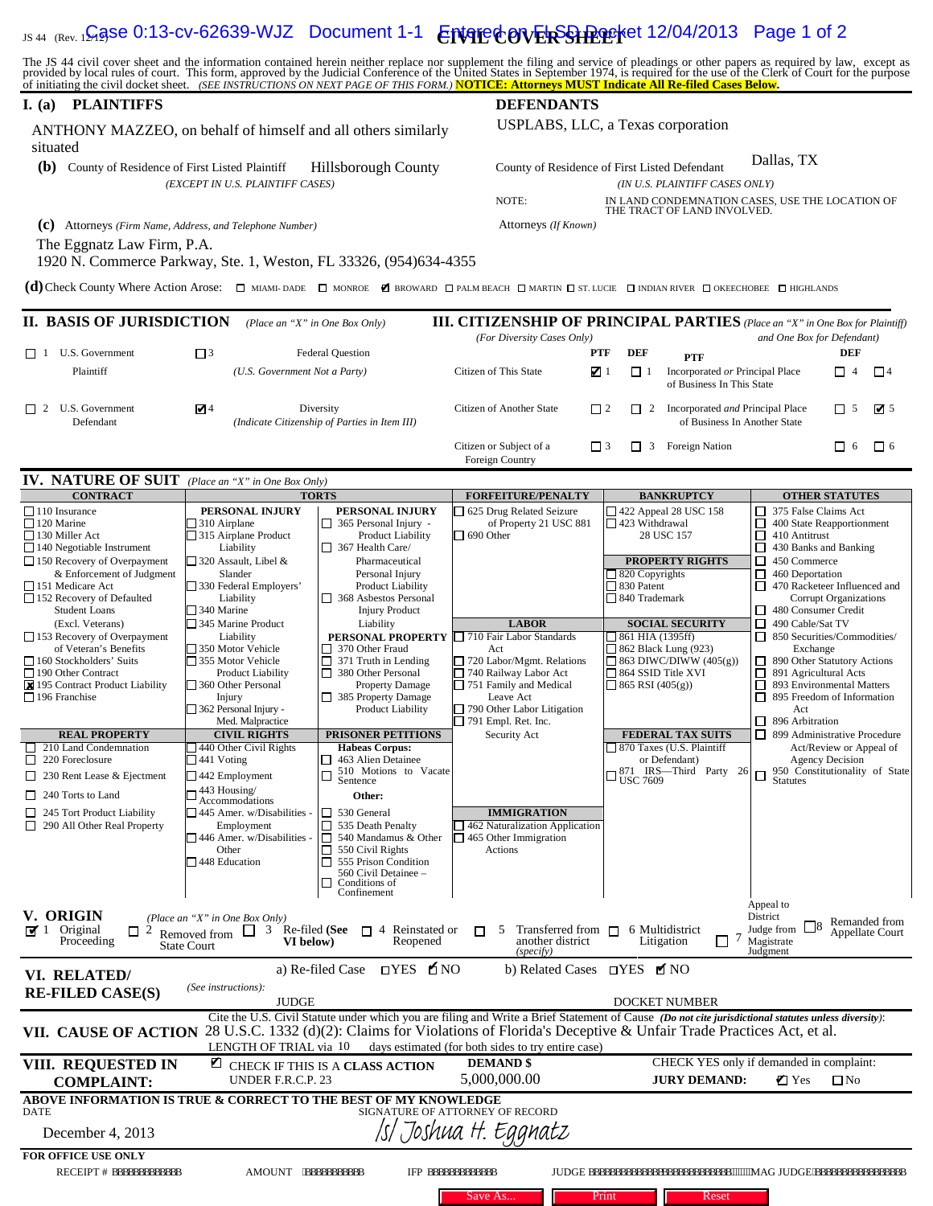JS 44 (Rev. 12/12) **CIVIL COVER SHEET**

The JS 44 civil cover sheet and the information contained herein neither replace nor supplement the filing and service of pleadings or other papers as required by law, except as provided by local rules of court. This form, approved by the Judicial Conference of the United States in September 1974, is required for the use of the Clerk of Court for the purpose of initiating the civil docket sheet. *(SEE INSTRUCTIONS ON NEXT PAGE OF THIS FORM.)* **NOTICE: Attorneys MUST Indicate All Re-filed Cases Below.**

## I. (a) PLAINTIFFS

ANTHONY MAZZEO, on behalf of himself and all others similarly situated

**(b)** County of Residence of First Listed Plaintiff: Hillsborough County
*(EXCEPT IN U.S. PLAINTIFF CASES)*

**(c)** Attorneys *(Firm Name, Address, and Telephone Number)*

The Eggnatz Law Firm, P.A.
1920 N. Commerce Parkway, Ste. 1, Weston, FL 33326, (954)634-4355

## DEFENDANTS

USPLABS, LLC, a Texas corporation

County of Residence of First Listed Defendant: Dallas, TX
*(IN U.S. PLAINTIFF CASES ONLY)*

NOTE: IN LAND CONDEMNATION CASES, USE THE LOCATION OF THE TRACT OF LAND INVOLVED.

Attorneys *(If Known)*

**(d)** Check County Where Action Arose: ☐ MIAMI-DADE ☐ MONROE ☑ BROWARD ☐ PALM BEACH ☐ MARTIN ☐ ST. LUCIE ☐ INDIAN RIVER ☐ OKEECHOBEE ☐ HIGHLANDS

## II. BASIS OF JURISDICTION *(Place an "X" in One Box Only)*

- ☐ 1 U.S. Government Plaintiff
- ☐ 3 Federal Question *(U.S. Government Not a Party)*
- ☐ 2 U.S. Government Defendant
- ☑ 4 Diversity *(Indicate Citizenship of Parties in Item III)*

## III. CITIZENSHIP OF PRINCIPAL PARTIES *(Place an "X" in One Box for Plaintiff and One Box for Defendant)*

*(For Diversity Cases Only)*

| | PTF | DEF | | PTF | DEF |
|---|---|---|---|---|---|
| Citizen of This State | ☑ 1 | ☐ 1 | Incorporated *or* Principal Place of Business In This State | ☐ 4 | ☐ 4 |
| Citizen of Another State | ☐ 2 | ☐ 2 | Incorporated *and* Principal Place of Business In Another State | ☐ 5 | ☑ 5 |
| Citizen or Subject of a Foreign Country | ☐ 3 | ☐ 3 | Foreign Nation | ☐ 6 | ☐ 6 |

## IV. NATURE OF SUIT *(Place an "X" in One Box Only)*

**CONTRACT**
- ☐ 110 Insurance
- ☐ 120 Marine
- ☐ 130 Miller Act
- ☐ 140 Negotiable Instrument
- ☐ 150 Recovery of Overpayment & Enforcement of Judgment
- ☐ 151 Medicare Act
- ☐ 152 Recovery of Defaulted Student Loans (Excl. Veterans)
- ☐ 153 Recovery of Overpayment of Veteran's Benefits
- ☐ 160 Stockholders' Suits
- ☐ 190 Other Contract
- ☒ 195 Contract Product Liability
- ☐ 196 Franchise

**REAL PROPERTY**
- ☐ 210 Land Condemnation
- ☐ 220 Foreclosure
- ☐ 230 Rent Lease & Ejectment
- ☐ 240 Torts to Land
- ☐ 245 Tort Product Liability
- ☐ 290 All Other Real Property

**TORTS — PERSONAL INJURY**
- ☐ 310 Airplane
- ☐ 315 Airplane Product Liability
- ☐ 320 Assault, Libel & Slander
- ☐ 330 Federal Employers' Liability
- ☐ 340 Marine
- ☐ 345 Marine Product Liability
- ☐ 350 Motor Vehicle
- ☐ 355 Motor Vehicle Product Liability
- ☐ 360 Other Personal Injury
- ☐ 362 Personal Injury - Med. Malpractice
- ☐ 365 Personal Injury - Product Liability
- ☐ 367 Health Care/ Pharmaceutical Personal Injury Product Liability
- ☐ 368 Asbestos Personal Injury Product Liability

**PERSONAL PROPERTY**
- ☐ 370 Other Fraud
- ☐ 371 Truth in Lending
- ☐ 380 Other Personal Property Damage
- ☐ 385 Property Damage Product Liability

**CIVIL RIGHTS**
- ☐ 440 Other Civil Rights
- ☐ 441 Voting
- ☐ 442 Employment
- ☐ 443 Housing/ Accommodations
- ☐ 445 Amer. w/Disabilities - Employment
- ☐ 446 Amer. w/Disabilities - Other
- ☐ 448 Education

**PRISONER PETITIONS**
Habeas Corpus:
- ☐ 463 Alien Detainee
- ☐ 510 Motions to Vacate Sentence

Other:
- ☐ 530 General
- ☐ 535 Death Penalty
- ☐ 540 Mandamus & Other
- ☐ 550 Civil Rights
- ☐ 555 Prison Condition
- ☐ 560 Civil Detainee – Conditions of Confinement

**FORFEITURE/PENALTY**
- ☐ 625 Drug Related Seizure of Property 21 USC 881
- ☐ 690 Other

**LABOR**
- ☐ 710 Fair Labor Standards Act
- ☐ 720 Labor/Mgmt. Relations
- ☐ 740 Railway Labor Act
- ☐ 751 Family and Medical Leave Act
- ☐ 790 Other Labor Litigation
- ☐ 791 Empl. Ret. Inc. Security Act

**IMMIGRATION**
- ☐ 462 Naturalization Application
- ☐ 465 Other Immigration Actions

**BANKRUPTCY**
- ☐ 422 Appeal 28 USC 158
- ☐ 423 Withdrawal 28 USC 157

**PROPERTY RIGHTS**
- ☐ 820 Copyrights
- ☐ 830 Patent
- ☐ 840 Trademark

**SOCIAL SECURITY**
- ☐ 861 HIA (1395ff)
- ☐ 862 Black Lung (923)
- ☐ 863 DIWC/DIWW (405(g))
- ☐ 864 SSID Title XVI
- ☐ 865 RSI (405(g))

**FEDERAL TAX SUITS**
- ☐ 870 Taxes (U.S. Plaintiff or Defendant)
- ☐ 871 IRS—Third Party 26 USC 7609

**OTHER STATUTES**
- ☐ 375 False Claims Act
- ☐ 400 State Reapportionment
- ☐ 410 Antitrust
- ☐ 430 Banks and Banking
- ☐ 450 Commerce
- ☐ 460 Deportation
- ☐ 470 Racketeer Influenced and Corrupt Organizations
- ☐ 480 Consumer Credit
- ☐ 490 Cable/Sat TV
- ☐ 850 Securities/Commodities/ Exchange
- ☐ 890 Other Statutory Actions
- ☐ 891 Agricultural Acts
- ☐ 893 Environmental Matters
- ☐ 895 Freedom of Information Act
- ☐ 896 Arbitration
- ☐ 899 Administrative Procedure Act/Review or Appeal of Agency Decision
- ☐ 950 Constitutionality of State Statutes

## V. ORIGIN *(Place an "X" in One Box Only)*

☑ 1 Original Proceeding ☐ 2 Removed from State Court ☐ 3 Re-filed (See VI below) ☐ 4 Reinstated or Reopened ☐ 5 Transferred from another district *(specify)* ☐ 6 Multidistrict Litigation ☐ 7 Appeal to District Judge from Magistrate Judgment ☐ 8 Remanded from Appellate Court

## VI. RELATED/ RE-FILED CASE(S)

*(See instructions):*

a) Re-filed Case ☐YES ☑NO  b) Related Cases ☐YES ☑NO

JUDGE  DOCKET NUMBER

## VII. CAUSE OF ACTION

Cite the U.S. Civil Statute under which you are filing and Write a Brief Statement of Cause *(Do not cite jurisdictional statutes unless diversity)*:

28 U.S.C. 1332 (d)(2): Claims for Violations of Florida's Deceptive & Unfair Trade Practices Act, et al.

LENGTH OF TRIAL via 10 days estimated (for both sides to try entire case)

## VIII. REQUESTED IN COMPLAINT:

☑ CHECK IF THIS IS A CLASS ACTION UNDER F.R.C.P. 23

DEMAND $ 5,000,000.00

CHECK YES only if demanded in complaint: JURY DEMAND: ☑ Yes ☐ No

**ABOVE INFORMATION IS TRUE & CORRECT TO THE BEST OF MY KNOWLEDGE**

DATE: December 4, 2013

SIGNATURE OF ATTORNEY OF RECORD: /s/ Joshua H. Eggnatz

**FOR OFFICE USE ONLY**

RECEIPT #  AMOUNT  IFP  JUDGE  MAG JUDGE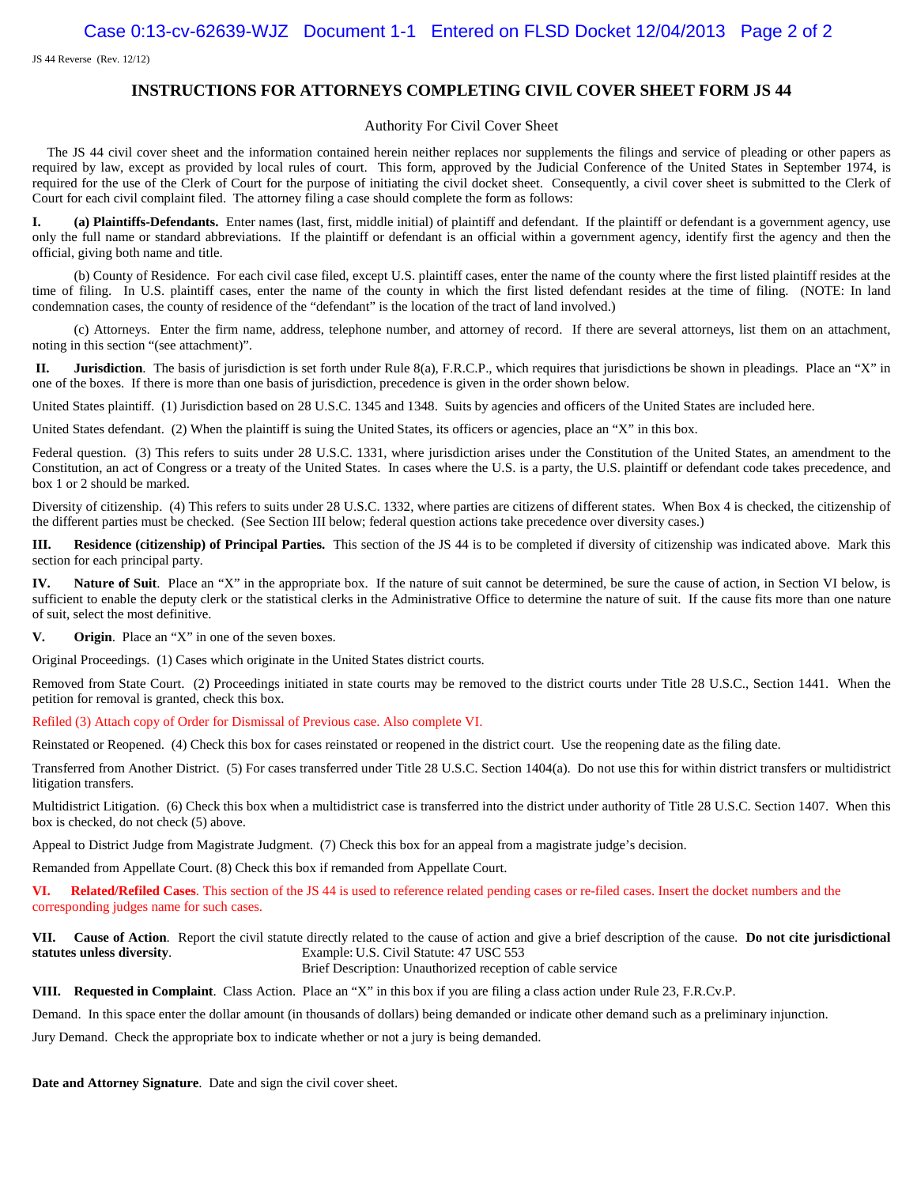JS 44 Reverse (Rev. 12/12)

# INSTRUCTIONS FOR ATTORNEYS COMPLETING CIVIL COVER SHEET FORM JS 44

Authority For Civil Cover Sheet

The JS 44 civil cover sheet and the information contained herein neither replaces nor supplements the filings and service of pleading or other papers as required by law, except as provided by local rules of court. This form, approved by the Judicial Conference of the United States in September 1974, is required for the use of the Clerk of Court for the purpose of initiating the civil docket sheet. Consequently, a civil cover sheet is submitted to the Clerk of Court for each civil complaint filed. The attorney filing a case should complete the form as follows:

**I. (a) Plaintiffs-Defendants.** Enter names (last, first, middle initial) of plaintiff and defendant. If the plaintiff or defendant is a government agency, use only the full name or standard abbreviations. If the plaintiff or defendant is an official within a government agency, identify first the agency and then the official, giving both name and title.

(b) County of Residence. For each civil case filed, except U.S. plaintiff cases, enter the name of the county where the first listed plaintiff resides at the time of filing. In U.S. plaintiff cases, enter the name of the county in which the first listed defendant resides at the time of filing. (NOTE: In land condemnation cases, the county of residence of the "defendant" is the location of the tract of land involved.)

(c) Attorneys. Enter the firm name, address, telephone number, and attorney of record. If there are several attorneys, list them on an attachment, noting in this section "(see attachment)".

**II. Jurisdiction**. The basis of jurisdiction is set forth under Rule 8(a), F.R.C.P., which requires that jurisdictions be shown in pleadings. Place an "X" in one of the boxes. If there is more than one basis of jurisdiction, precedence is given in the order shown below.

United States plaintiff. (1) Jurisdiction based on 28 U.S.C. 1345 and 1348. Suits by agencies and officers of the United States are included here.

United States defendant. (2) When the plaintiff is suing the United States, its officers or agencies, place an "X" in this box.

Federal question. (3) This refers to suits under 28 U.S.C. 1331, where jurisdiction arises under the Constitution of the United States, an amendment to the Constitution, an act of Congress or a treaty of the United States. In cases where the U.S. is a party, the U.S. plaintiff or defendant code takes precedence, and box 1 or 2 should be marked.

Diversity of citizenship. (4) This refers to suits under 28 U.S.C. 1332, where parties are citizens of different states. When Box 4 is checked, the citizenship of the different parties must be checked. (See Section III below; federal question actions take precedence over diversity cases.)

**III. Residence (citizenship) of Principal Parties.** This section of the JS 44 is to be completed if diversity of citizenship was indicated above. Mark this section for each principal party.

**IV. Nature of Suit**. Place an "X" in the appropriate box. If the nature of suit cannot be determined, be sure the cause of action, in Section VI below, is sufficient to enable the deputy clerk or the statistical clerks in the Administrative Office to determine the nature of suit. If the cause fits more than one nature of suit, select the most definitive.

**V. Origin**. Place an "X" in one of the seven boxes.

Original Proceedings. (1) Cases which originate in the United States district courts.

Removed from State Court. (2) Proceedings initiated in state courts may be removed to the district courts under Title 28 U.S.C., Section 1441. When the petition for removal is granted, check this box.

Refiled (3) Attach copy of Order for Dismissal of Previous case. Also complete VI.

Reinstated or Reopened. (4) Check this box for cases reinstated or reopened in the district court. Use the reopening date as the filing date.

Transferred from Another District. (5) For cases transferred under Title 28 U.S.C. Section 1404(a). Do not use this for within district transfers or multidistrict litigation transfers.

Multidistrict Litigation. (6) Check this box when a multidistrict case is transferred into the district under authority of Title 28 U.S.C. Section 1407. When this box is checked, do not check (5) above.

Appeal to District Judge from Magistrate Judgment. (7) Check this box for an appeal from a magistrate judge's decision.

Remanded from Appellate Court. (8) Check this box if remanded from Appellate Court.

**VI. Related/Refiled Cases**. This section of the JS 44 is used to reference related pending cases or re-filed cases. Insert the docket numbers and the corresponding judges name for such cases.

**VII. Cause of Action**. Report the civil statute directly related to the cause of action and give a brief description of the cause. **Do not cite jurisdictional statutes unless diversity**.
Example: U.S. Civil Statute: 47 USC 553
Brief Description: Unauthorized reception of cable service

**VIII. Requested in Complaint**. Class Action. Place an "X" in this box if you are filing a class action under Rule 23, F.R.Cv.P.

Demand. In this space enter the dollar amount (in thousands of dollars) being demanded or indicate other demand such as a preliminary injunction.

Jury Demand. Check the appropriate box to indicate whether or not a jury is being demanded.

**Date and Attorney Signature**. Date and sign the civil cover sheet.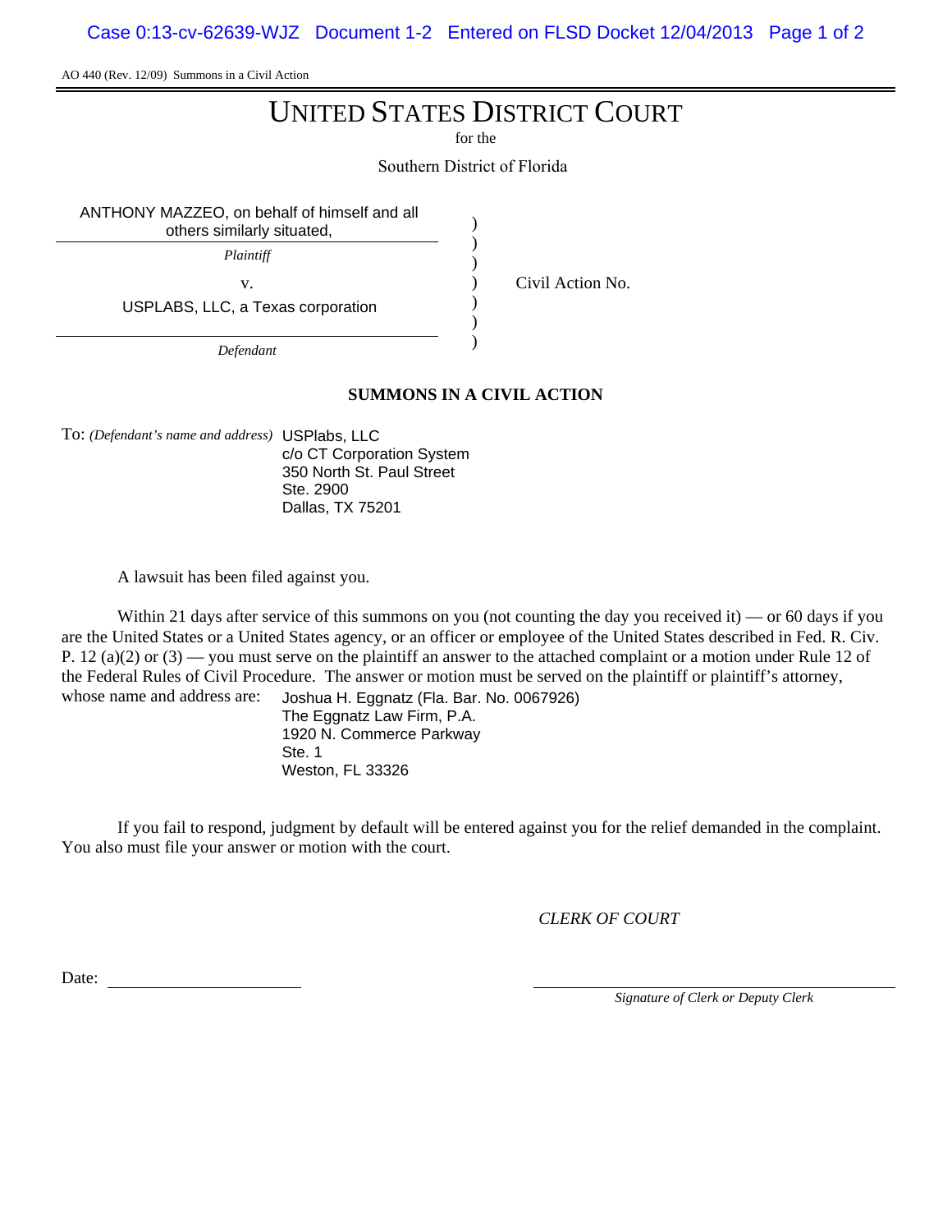AO 440 (Rev. 12/09) Summons in a Civil Action

# UNITED STATES DISTRICT COURT

for the

Southern District of Florida

ANTHONY MAZZEO, on behalf of himself and all others similarly situated,

*Plaintiff*

v.

USPLABS, LLC, a Texas corporation

*Defendant*

Civil Action No.

**SUMMONS IN A CIVIL ACTION**

To: *(Defendant's name and address)* USPlabs, LLC
c/o CT Corporation System
350 North St. Paul Street
Ste. 2900
Dallas, TX 75201

A lawsuit has been filed against you.

Within 21 days after service of this summons on you (not counting the day you received it) — or 60 days if you are the United States or a United States agency, or an officer or employee of the United States described in Fed. R. Civ. P. 12 (a)(2) or (3) — you must serve on the plaintiff an answer to the attached complaint or a motion under Rule 12 of the Federal Rules of Civil Procedure. The answer or motion must be served on the plaintiff or plaintiff's attorney, whose name and address are: Joshua H. Eggnatz (Fla. Bar. No. 0067926)
The Eggnatz Law Firm, P.A.
1920 N. Commerce Parkway
Ste. 1
Weston, FL 33326

If you fail to respond, judgment by default will be entered against you for the relief demanded in the complaint. You also must file your answer or motion with the court.

*CLERK OF COURT*

Date: ____________________

____________________
*Signature of Clerk or Deputy Clerk*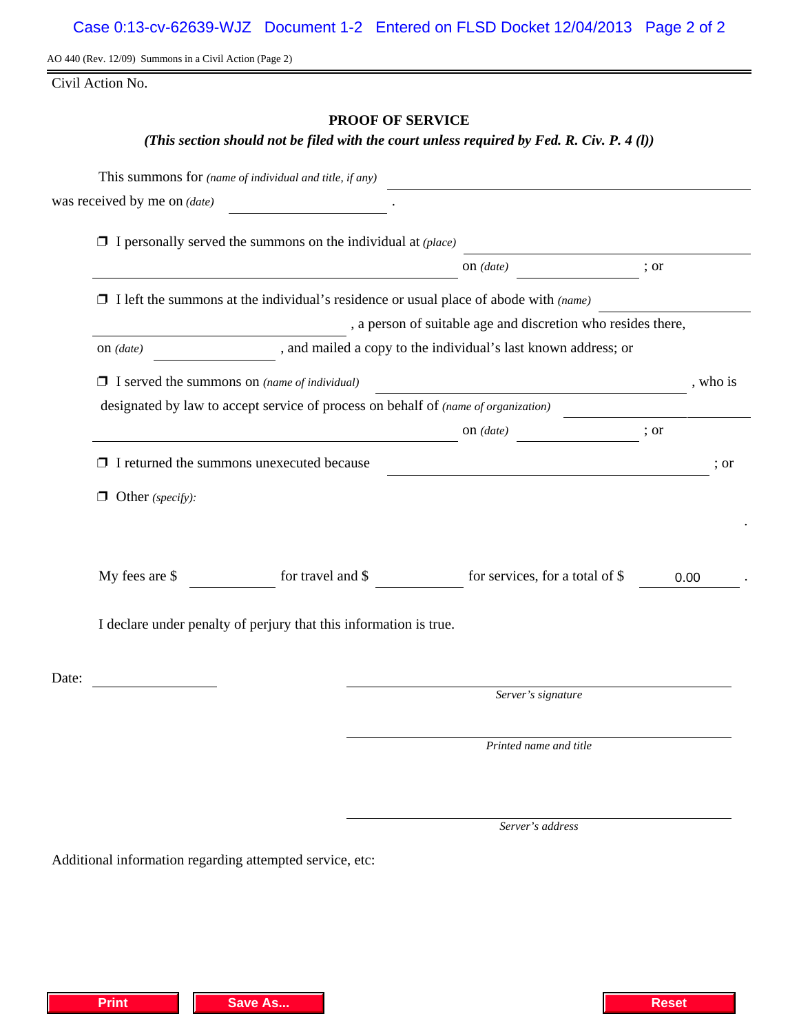AO 440 (Rev. 12/09) Summons in a Civil Action (Page 2)

Civil Action No.

## PROOF OF SERVICE

***(This section should not be filed with the court unless required by Fed. R. Civ. P. 4 (l))***

This summons for *(name of individual and title, if any)* \_\_\_\_\_\_\_\_\_\_\_\_\_\_\_\_\_\_\_\_\_\_\_\_\_\_\_\_\_\_\_\_\_\_\_\_\_\_\_\_

was received by me on *(date)* \_\_\_\_\_\_\_\_\_\_\_\_\_\_\_\_\_\_\_\_ .

❒ I personally served the summons on the individual at *(place)* \_\_\_\_\_\_\_\_\_\_\_\_\_\_\_\_\_\_\_\_\_\_\_\_\_\_\_\_\_\_

\_\_\_\_\_\_\_\_\_\_\_\_\_\_\_\_\_\_\_\_\_\_\_\_\_\_\_\_\_\_\_\_\_\_\_\_\_\_\_\_\_\_\_\_ on *(date)* \_\_\_\_\_\_\_\_\_\_\_\_\_\_\_ ; or

❒ I left the summons at the individual's residence or usual place of abode with *(name)* \_\_\_\_\_\_\_\_\_\_\_\_\_\_\_\_

\_\_\_\_\_\_\_\_\_\_\_\_\_\_\_\_\_\_\_\_\_\_\_\_\_\_\_\_\_\_ , a person of suitable age and discretion who resides there,

on *(date)* \_\_\_\_\_\_\_\_\_\_\_\_\_\_\_ , and mailed a copy to the individual's last known address; or

❒ I served the summons on *(name of individual)* \_\_\_\_\_\_\_\_\_\_\_\_\_\_\_\_\_\_\_\_\_\_\_\_\_\_\_\_\_\_\_\_\_\_\_\_\_\_ , who is

designated by law to accept service of process on behalf of *(name of organization)* \_\_\_\_\_\_\_\_\_\_\_\_\_\_\_\_\_\_\_\_

\_\_\_\_\_\_\_\_\_\_\_\_\_\_\_\_\_\_\_\_\_\_\_\_\_\_\_\_\_\_\_\_\_\_\_\_\_\_\_\_\_\_\_\_ on *(date)* \_\_\_\_\_\_\_\_\_\_\_\_\_\_\_ ; or

❒ I returned the summons unexecuted because \_\_\_\_\_\_\_\_\_\_\_\_\_\_\_\_\_\_\_\_\_\_\_\_\_\_\_\_\_\_\_\_\_\_\_\_\_\_\_ ; or

❒ Other *(specify)*:

.

My fees are $ \_\_\_\_\_\_\_\_\_\_ for travel and $ \_\_\_\_\_\_\_\_\_\_ for services, for a total of $ 0.00 .

I declare under penalty of perjury that this information is true.

Date: \_\_\_\_\_\_\_\_\_\_\_\_\_\_\_\_

\_\_\_\_\_\_\_\_\_\_\_\_\_\_\_\_\_\_\_\_\_\_\_\_\_\_\_\_\_\_\_\_\_\_\_\_\_\_\_\_\_\_\_\_
*Server's signature*

\_\_\_\_\_\_\_\_\_\_\_\_\_\_\_\_\_\_\_\_\_\_\_\_\_\_\_\_\_\_\_\_\_\_\_\_\_\_\_\_\_\_\_\_
*Printed name and title*

\_\_\_\_\_\_\_\_\_\_\_\_\_\_\_\_\_\_\_\_\_\_\_\_\_\_\_\_\_\_\_\_\_\_\_\_\_\_\_\_\_\_\_\_
*Server's address*

Additional information regarding attempted service, etc:

Print | Save As... | Reset